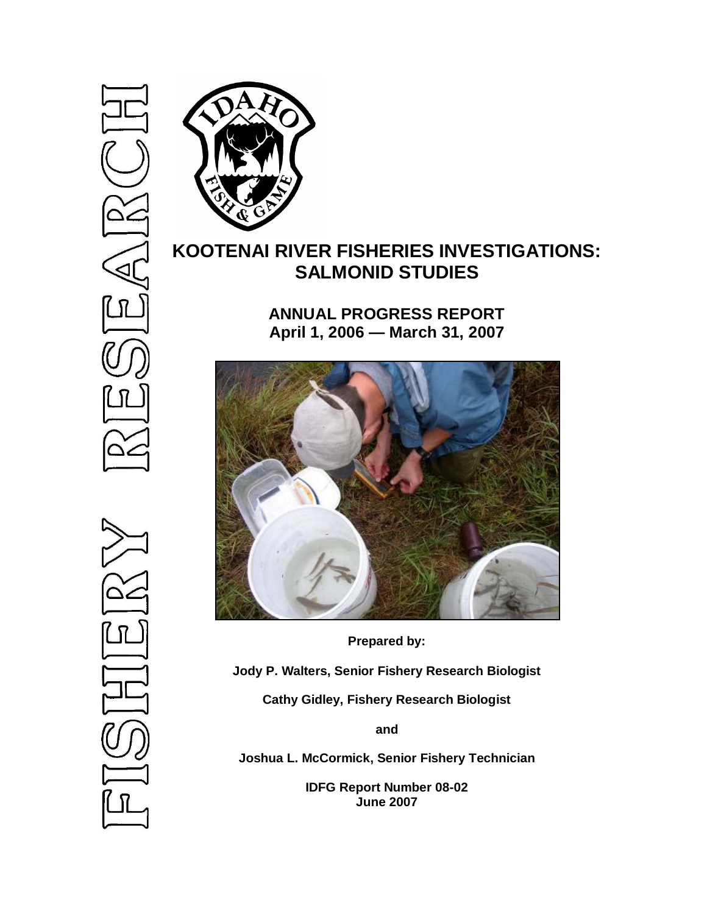FISHERY RESEARCH

# KOOTENAI RIVER FISHERIES INVESTIGATIONS: SALMONID STUDIES

## ANNUAL PROGRESS REPORT
## April 1, 2006 — March 31, 2007

**Prepared by:**

**Jody P. Walters, Senior Fishery Research Biologist**

**Cathy Gidley, Fishery Research Biologist**

**and**

**Joshua L. McCormick, Senior Fishery Technician**

**IDFG Report Number 08-02**
**June 2007**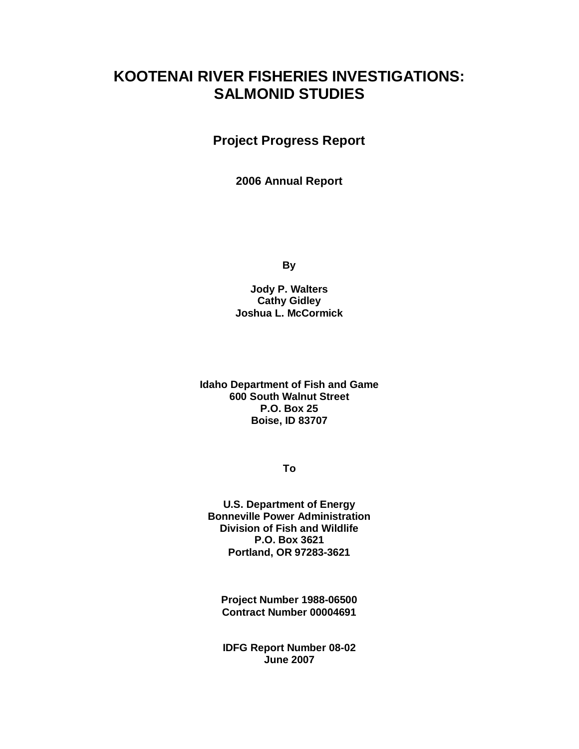# KOOTENAI RIVER FISHERIES INVESTIGATIONS: SALMONID STUDIES

## Project Progress Report

### 2006 Annual Report

By

**Jody P. Walters**
**Cathy Gidley**
**Joshua L. McCormick**

**Idaho Department of Fish and Game**
**600 South Walnut Street**
**P.O. Box 25**
**Boise, ID 83707**

To

**U.S. Department of Energy**
**Bonneville Power Administration**
**Division of Fish and Wildlife**
**P.O. Box 3621**
**Portland, OR 97283-3621**

**Project Number 1988-06500**
**Contract Number 00004691**

**IDFG Report Number 08-02**
**June 2007**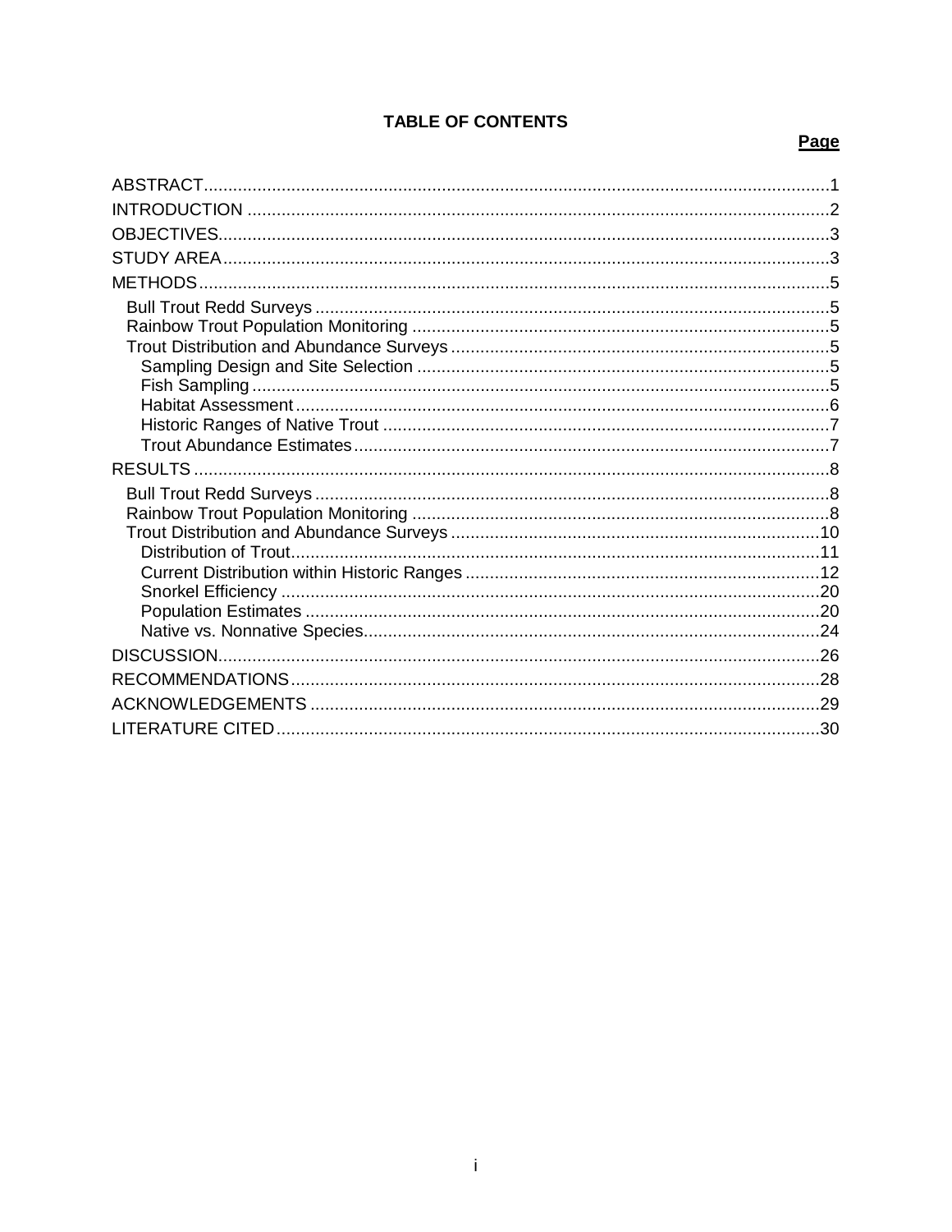# TABLE OF CONTENTS

| | Page |
|---|---|
| ABSTRACT | 1 |
| INTRODUCTION | 2 |
| OBJECTIVES | 3 |
| STUDY AREA | 3 |
| METHODS | 5 |
| Bull Trout Redd Surveys | 5 |
| Rainbow Trout Population Monitoring | 5 |
| Trout Distribution and Abundance Surveys | 5 |
| Sampling Design and Site Selection | 5 |
| Fish Sampling | 5 |
| Habitat Assessment | 6 |
| Historic Ranges of Native Trout | 7 |
| Trout Abundance Estimates | 7 |
| RESULTS | 8 |
| Bull Trout Redd Surveys | 8 |
| Rainbow Trout Population Monitoring | 8 |
| Trout Distribution and Abundance Surveys | 10 |
| Distribution of Trout | 11 |
| Current Distribution within Historic Ranges | 12 |
| Snorkel Efficiency | 20 |
| Population Estimates | 20 |
| Native vs. Nonnative Species | 24 |
| DISCUSSION | 26 |
| RECOMMENDATIONS | 28 |
| ACKNOWLEDGEMENTS | 29 |
| LITERATURE CITED | 30 |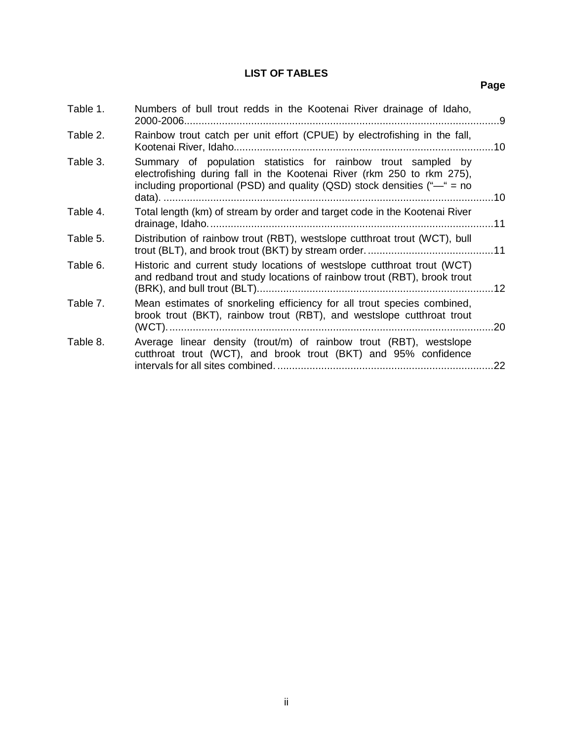## LIST OF TABLES

| | | Page |
|---|---|---|
| Table 1. | Numbers of bull trout redds in the Kootenai River drainage of Idaho, 2000-2006 | 9 |
| Table 2. | Rainbow trout catch per unit effort (CPUE) by electrofishing in the fall, Kootenai River, Idaho | 10 |
| Table 3. | Summary of population statistics for rainbow trout sampled by electrofishing during fall in the Kootenai River (rkm 250 to rkm 275), including proportional (PSD) and quality (QSD) stock densities ("—" = no data). | 10 |
| Table 4. | Total length (km) of stream by order and target code in the Kootenai River drainage, Idaho. | 11 |
| Table 5. | Distribution of rainbow trout (RBT), westslope cutthroat trout (WCT), bull trout (BLT), and brook trout (BKT) by stream order. | 11 |
| Table 6. | Historic and current study locations of westslope cutthroat trout (WCT) and redband trout and study locations of rainbow trout (RBT), brook trout (BRK), and bull trout (BLT). | 12 |
| Table 7. | Mean estimates of snorkeling efficiency for all trout species combined, brook trout (BKT), rainbow trout (RBT), and westslope cutthroat trout (WCT). | 20 |
| Table 8. | Average linear density (trout/m) of rainbow trout (RBT), westslope cutthroat trout (WCT), and brook trout (BKT) and 95% confidence intervals for all sites combined. | 22 |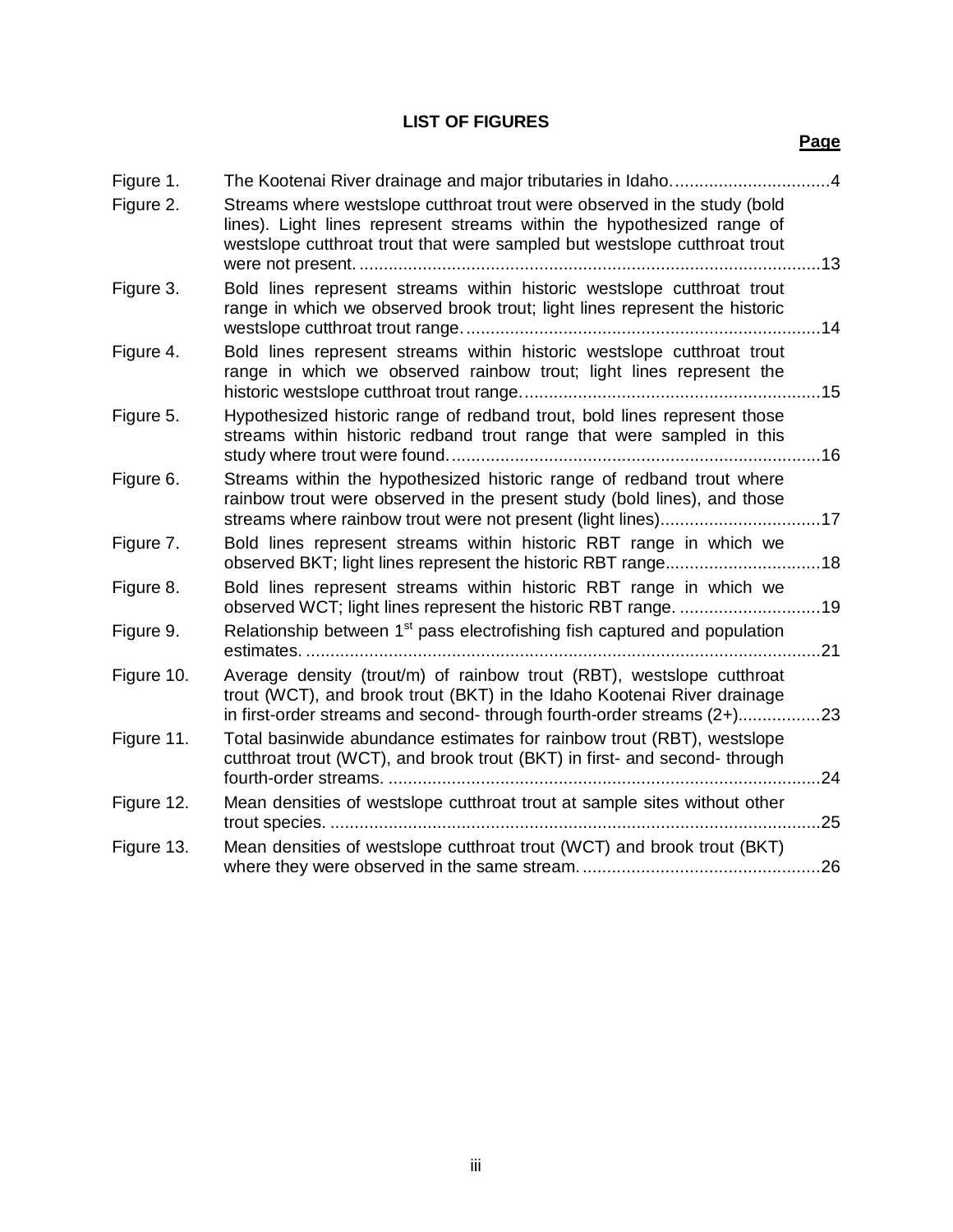## LIST OF FIGURES

| | | Page |
|---|---|---|
| Figure 1. | The Kootenai River drainage and major tributaries in Idaho. | 4 |
| Figure 2. | Streams where westslope cutthroat trout were observed in the study (bold lines). Light lines represent streams within the hypothesized range of westslope cutthroat trout that were sampled but westslope cutthroat trout were not present. | 13 |
| Figure 3. | Bold lines represent streams within historic westslope cutthroat trout range in which we observed brook trout; light lines represent the historic westslope cutthroat trout range. | 14 |
| Figure 4. | Bold lines represent streams within historic westslope cutthroat trout range in which we observed rainbow trout; light lines represent the historic westslope cutthroat trout range. | 15 |
| Figure 5. | Hypothesized historic range of redband trout, bold lines represent those streams within historic redband trout range that were sampled in this study where trout were found. | 16 |
| Figure 6. | Streams within the hypothesized historic range of redband trout where rainbow trout were observed in the present study (bold lines), and those streams where rainbow trout were not present (light lines). | 17 |
| Figure 7. | Bold lines represent streams within historic RBT range in which we observed BKT; light lines represent the historic RBT range. | 18 |
| Figure 8. | Bold lines represent streams within historic RBT range in which we observed WCT; light lines represent the historic RBT range. | 19 |
| Figure 9. | Relationship between 1st pass electrofishing fish captured and population estimates. | 21 |
| Figure 10. | Average density (trout/m) of rainbow trout (RBT), westslope cutthroat trout (WCT), and brook trout (BKT) in the Idaho Kootenai River drainage in first-order streams and second- through fourth-order streams (2+). | 23 |
| Figure 11. | Total basinwide abundance estimates for rainbow trout (RBT), westslope cutthroat trout (WCT), and brook trout (BKT) in first- and second- through fourth-order streams. | 24 |
| Figure 12. | Mean densities of westslope cutthroat trout at sample sites without other trout species. | 25 |
| Figure 13. | Mean densities of westslope cutthroat trout (WCT) and brook trout (BKT) where they were observed in the same stream. | 26 |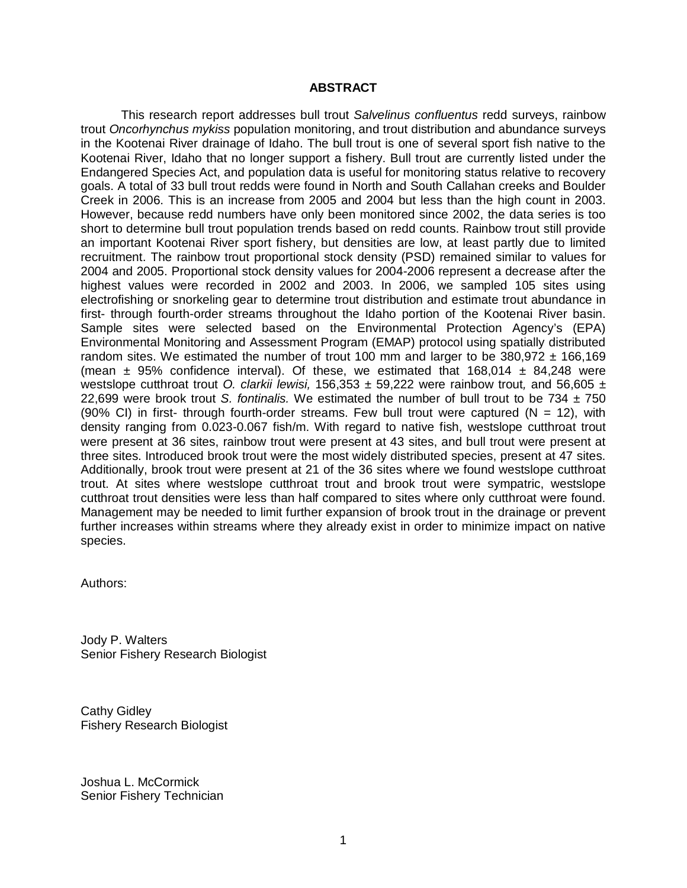## ABSTRACT

This research report addresses bull trout *Salvelinus confluentus* redd surveys, rainbow trout *Oncorhynchus mykiss* population monitoring, and trout distribution and abundance surveys in the Kootenai River drainage of Idaho. The bull trout is one of several sport fish native to the Kootenai River, Idaho that no longer support a fishery. Bull trout are currently listed under the Endangered Species Act, and population data is useful for monitoring status relative to recovery goals. A total of 33 bull trout redds were found in North and South Callahan creeks and Boulder Creek in 2006. This is an increase from 2005 and 2004 but less than the high count in 2003. However, because redd numbers have only been monitored since 2002, the data series is too short to determine bull trout population trends based on redd counts. Rainbow trout still provide an important Kootenai River sport fishery, but densities are low, at least partly due to limited recruitment. The rainbow trout proportional stock density (PSD) remained similar to values for 2004 and 2005. Proportional stock density values for 2004-2006 represent a decrease after the highest values were recorded in 2002 and 2003. In 2006, we sampled 105 sites using electrofishing or snorkeling gear to determine trout distribution and estimate trout abundance in first- through fourth-order streams throughout the Idaho portion of the Kootenai River basin. Sample sites were selected based on the Environmental Protection Agency's (EPA) Environmental Monitoring and Assessment Program (EMAP) protocol using spatially distributed random sites. We estimated the number of trout 100 mm and larger to be 380,972 ± 166,169 (mean ± 95% confidence interval). Of these, we estimated that 168,014 ± 84,248 were westslope cutthroat trout *O. clarkii lewisi,* 156,353 ± 59,222 were rainbow trout, and 56,605 ± 22,699 were brook trout *S. fontinalis.* We estimated the number of bull trout to be 734 ± 750 (90% CI) in first- through fourth-order streams. Few bull trout were captured (N = 12), with density ranging from 0.023-0.067 fish/m. With regard to native fish, westslope cutthroat trout were present at 36 sites, rainbow trout were present at 43 sites, and bull trout were present at three sites. Introduced brook trout were the most widely distributed species, present at 47 sites. Additionally, brook trout were present at 21 of the 36 sites where we found westslope cutthroat trout. At sites where westslope cutthroat trout and brook trout were sympatric, westslope cutthroat trout densities were less than half compared to sites where only cutthroat were found. Management may be needed to limit further expansion of brook trout in the drainage or prevent further increases within streams where they already exist in order to minimize impact on native species.

Authors:

Jody P. Walters
Senior Fishery Research Biologist

Cathy Gidley
Fishery Research Biologist

Joshua L. McCormick
Senior Fishery Technician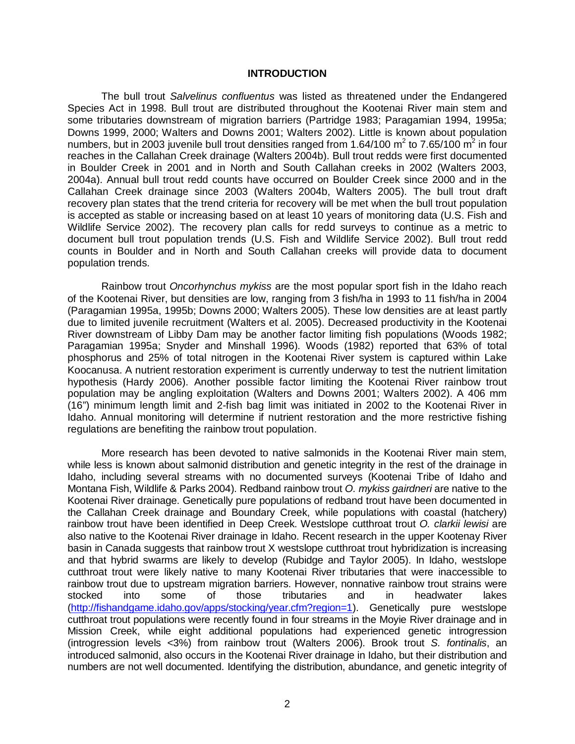# INTRODUCTION

The bull trout *Salvelinus confluentus* was listed as threatened under the Endangered Species Act in 1998. Bull trout are distributed throughout the Kootenai River main stem and some tributaries downstream of migration barriers (Partridge 1983; Paragamian 1994, 1995a; Downs 1999, 2000; Walters and Downs 2001; Walters 2002). Little is known about population numbers, but in 2003 juvenile bull trout densities ranged from 1.64/100 $m^2$ to 7.65/100 $m^2$ in four reaches in the Callahan Creek drainage (Walters 2004b). Bull trout redds were first documented in Boulder Creek in 2001 and in North and South Callahan creeks in 2002 (Walters 2003, 2004a). Annual bull trout redd counts have occurred on Boulder Creek since 2000 and in the Callahan Creek drainage since 2003 (Walters 2004b, Walters 2005). The bull trout draft recovery plan states that the trend criteria for recovery will be met when the bull trout population is accepted as stable or increasing based on at least 10 years of monitoring data (U.S. Fish and Wildlife Service 2002). The recovery plan calls for redd surveys to continue as a metric to document bull trout population trends (U.S. Fish and Wildlife Service 2002). Bull trout redd counts in Boulder and in North and South Callahan creeks will provide data to document population trends.

Rainbow trout *Oncorhynchus mykiss* are the most popular sport fish in the Idaho reach of the Kootenai River, but densities are low, ranging from 3 fish/ha in 1993 to 11 fish/ha in 2004 (Paragamian 1995a, 1995b; Downs 2000; Walters 2005). These low densities are at least partly due to limited juvenile recruitment (Walters et al. 2005). Decreased productivity in the Kootenai River downstream of Libby Dam may be another factor limiting fish populations (Woods 1982; Paragamian 1995a; Snyder and Minshall 1996). Woods (1982) reported that 63% of total phosphorus and 25% of total nitrogen in the Kootenai River system is captured within Lake Koocanusa. A nutrient restoration experiment is currently underway to test the nutrient limitation hypothesis (Hardy 2006). Another possible factor limiting the Kootenai River rainbow trout population may be angling exploitation (Walters and Downs 2001; Walters 2002). A 406 mm (16") minimum length limit and 2-fish bag limit was initiated in 2002 to the Kootenai River in Idaho. Annual monitoring will determine if nutrient restoration and the more restrictive fishing regulations are benefiting the rainbow trout population.

More research has been devoted to native salmonids in the Kootenai River main stem, while less is known about salmonid distribution and genetic integrity in the rest of the drainage in Idaho, including several streams with no documented surveys (Kootenai Tribe of Idaho and Montana Fish, Wildlife & Parks 2004). Redband rainbow trout *O. mykiss gairdneri* are native to the Kootenai River drainage. Genetically pure populations of redband trout have been documented in the Callahan Creek drainage and Boundary Creek, while populations with coastal (hatchery) rainbow trout have been identified in Deep Creek. Westslope cutthroat trout *O. clarkii lewisi* are also native to the Kootenai River drainage in Idaho. Recent research in the upper Kootenay River basin in Canada suggests that rainbow trout X westslope cutthroat trout hybridization is increasing and that hybrid swarms are likely to develop (Rubidge and Taylor 2005). In Idaho, westslope cutthroat trout were likely native to many Kootenai River tributaries that were inaccessible to rainbow trout due to upstream migration barriers. However, nonnative rainbow trout strains were stocked into some of those tributaries and in headwater lakes (http://fishandgame.idaho.gov/apps/stocking/year.cfm?region=1). Genetically pure westslope cutthroat trout populations were recently found in four streams in the Moyie River drainage and in Mission Creek, while eight additional populations had experienced genetic introgression (introgression levels <3%) from rainbow trout (Walters 2006). Brook trout *S. fontinalis*, an introduced salmonid, also occurs in the Kootenai River drainage in Idaho, but their distribution and numbers are not well documented. Identifying the distribution, abundance, and genetic integrity of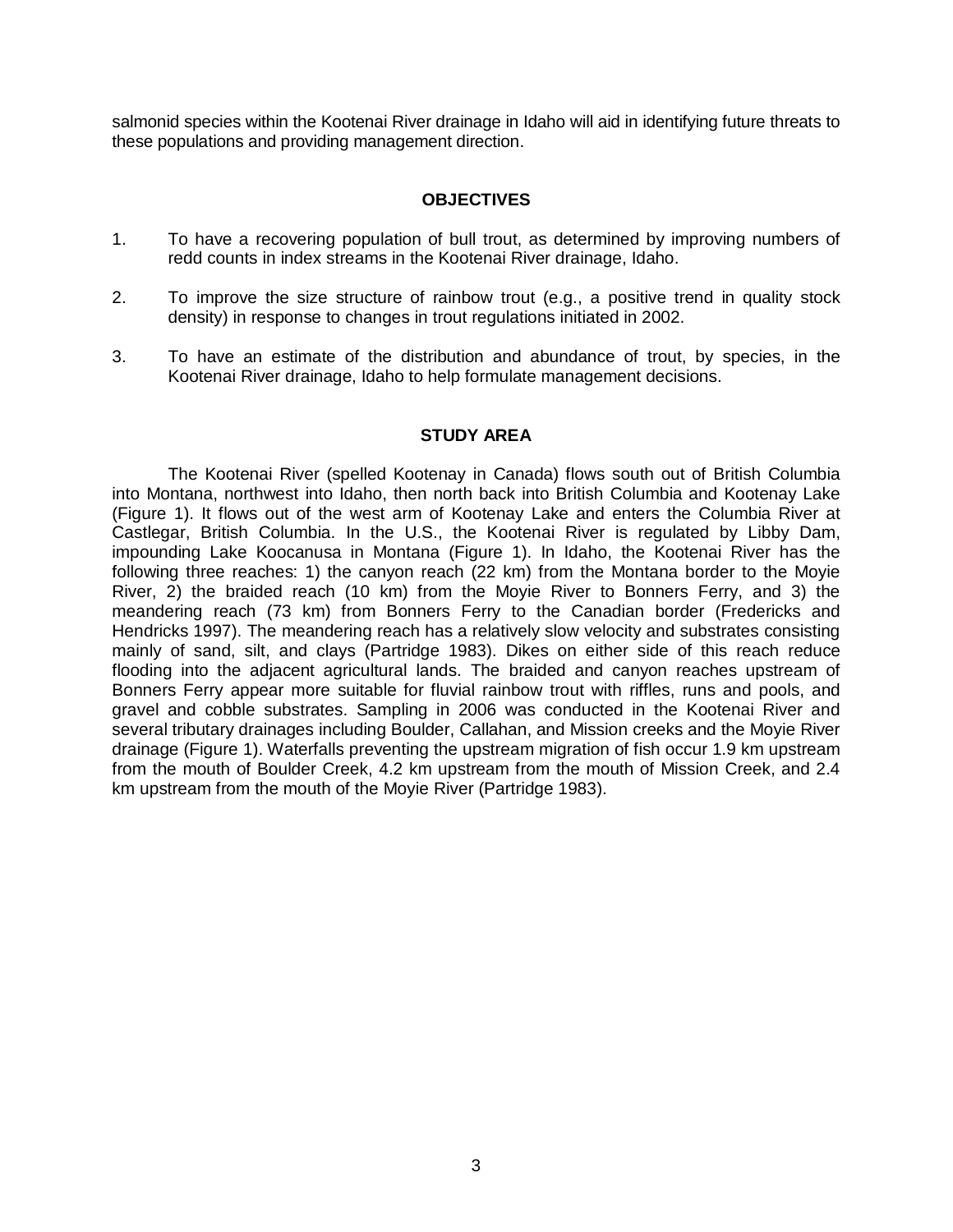salmonid species within the Kootenai River drainage in Idaho will aid in identifying future threats to these populations and providing management direction.

## OBJECTIVES

1. To have a recovering population of bull trout, as determined by improving numbers of redd counts in index streams in the Kootenai River drainage, Idaho.

2. To improve the size structure of rainbow trout (e.g., a positive trend in quality stock density) in response to changes in trout regulations initiated in 2002.

3. To have an estimate of the distribution and abundance of trout, by species, in the Kootenai River drainage, Idaho to help formulate management decisions.

## STUDY AREA

The Kootenai River (spelled Kootenay in Canada) flows south out of British Columbia into Montana, northwest into Idaho, then north back into British Columbia and Kootenay Lake (Figure 1). It flows out of the west arm of Kootenay Lake and enters the Columbia River at Castlegar, British Columbia. In the U.S., the Kootenai River is regulated by Libby Dam, impounding Lake Koocanusa in Montana (Figure 1). In Idaho, the Kootenai River has the following three reaches: 1) the canyon reach (22 km) from the Montana border to the Moyie River, 2) the braided reach (10 km) from the Moyie River to Bonners Ferry, and 3) the meandering reach (73 km) from Bonners Ferry to the Canadian border (Fredericks and Hendricks 1997). The meandering reach has a relatively slow velocity and substrates consisting mainly of sand, silt, and clays (Partridge 1983). Dikes on either side of this reach reduce flooding into the adjacent agricultural lands. The braided and canyon reaches upstream of Bonners Ferry appear more suitable for fluvial rainbow trout with riffles, runs and pools, and gravel and cobble substrates. Sampling in 2006 was conducted in the Kootenai River and several tributary drainages including Boulder, Callahan, and Mission creeks and the Moyie River drainage (Figure 1). Waterfalls preventing the upstream migration of fish occur 1.9 km upstream from the mouth of Boulder Creek, 4.2 km upstream from the mouth of Mission Creek, and 2.4 km upstream from the mouth of the Moyie River (Partridge 1983).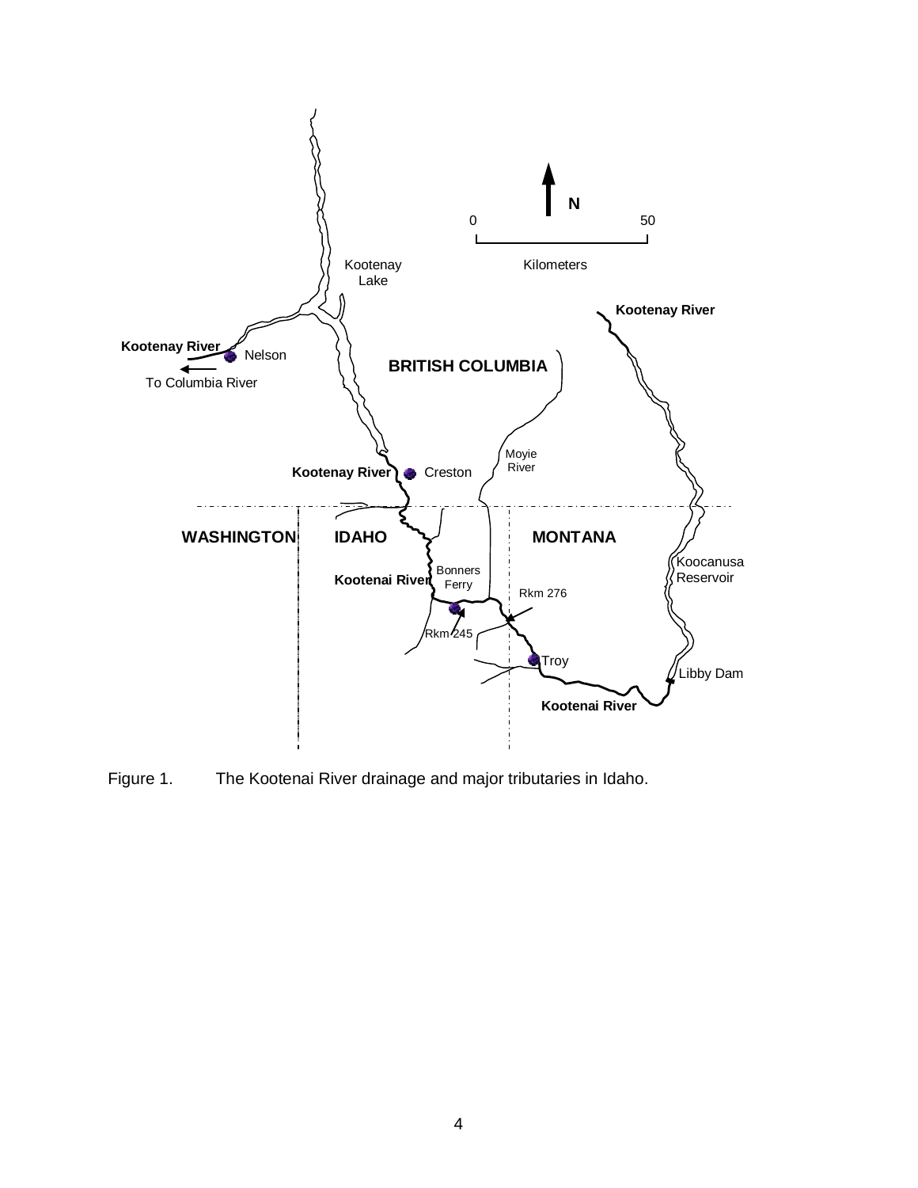Figure 1. The Kootenai River drainage and major tributaries in Idaho.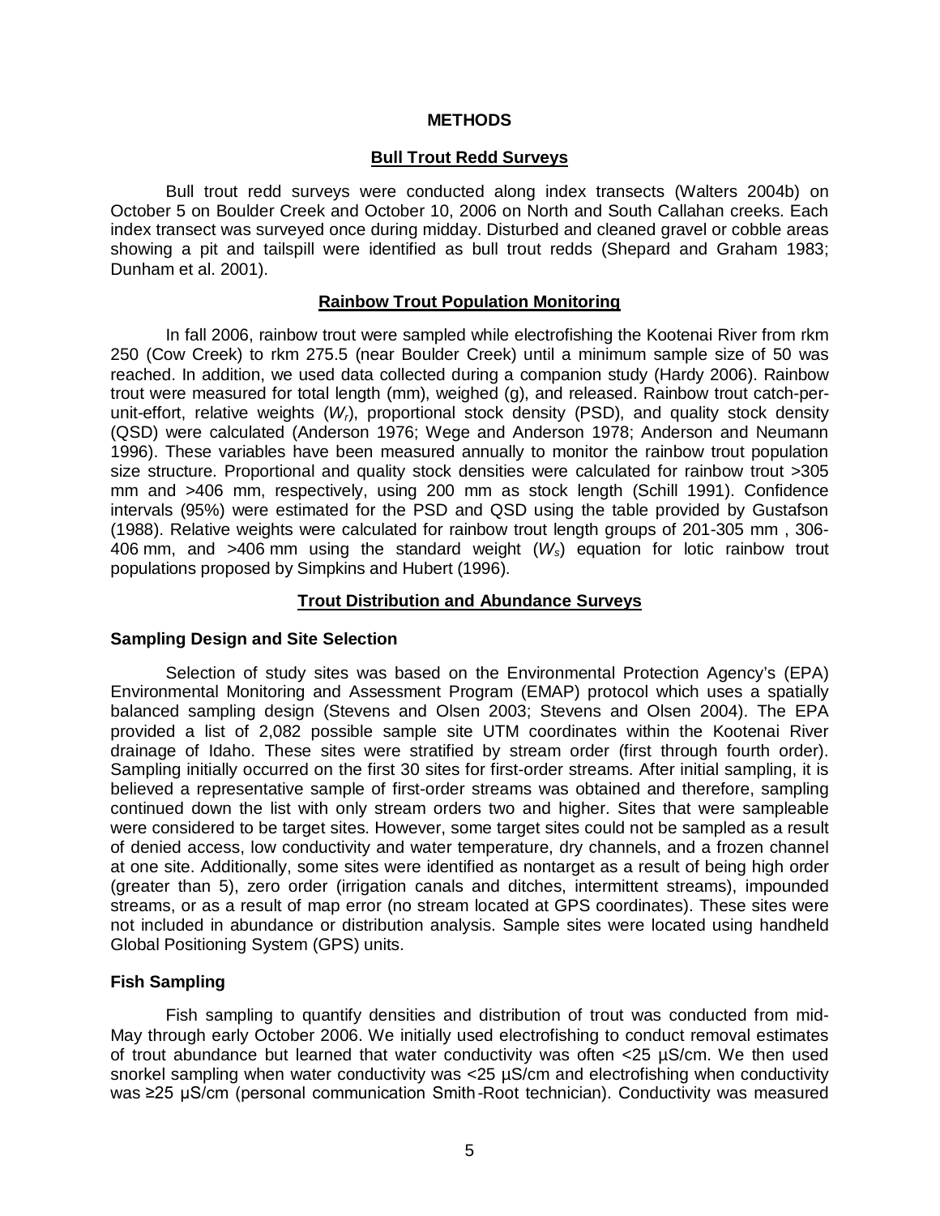# METHODS

## Bull Trout Redd Surveys

Bull trout redd surveys were conducted along index transects (Walters 2004b) on October 5 on Boulder Creek and October 10, 2006 on North and South Callahan creeks. Each index transect was surveyed once during midday. Disturbed and cleaned gravel or cobble areas showing a pit and tailspill were identified as bull trout redds (Shepard and Graham 1983; Dunham et al. 2001).

## Rainbow Trout Population Monitoring

In fall 2006, rainbow trout were sampled while electrofishing the Kootenai River from rkm 250 (Cow Creek) to rkm 275.5 (near Boulder Creek) until a minimum sample size of 50 was reached. In addition, we used data collected during a companion study (Hardy 2006). Rainbow trout were measured for total length (mm), weighed (g), and released. Rainbow trout catch-per-unit-effort, relative weights ($W_r$), proportional stock density (PSD), and quality stock density (QSD) were calculated (Anderson 1976; Wege and Anderson 1978; Anderson and Neumann 1996). These variables have been measured annually to monitor the rainbow trout population size structure. Proportional and quality stock densities were calculated for rainbow trout >305 mm and >406 mm, respectively, using 200 mm as stock length (Schill 1991). Confidence intervals (95%) were estimated for the PSD and QSD using the table provided by Gustafson (1988). Relative weights were calculated for rainbow trout length groups of 201-305 mm , 306-406 mm, and >406 mm using the standard weight ($W_s$) equation for lotic rainbow trout populations proposed by Simpkins and Hubert (1996).

## Trout Distribution and Abundance Surveys

### Sampling Design and Site Selection

Selection of study sites was based on the Environmental Protection Agency's (EPA) Environmental Monitoring and Assessment Program (EMAP) protocol which uses a spatially balanced sampling design (Stevens and Olsen 2003; Stevens and Olsen 2004). The EPA provided a list of 2,082 possible sample site UTM coordinates within the Kootenai River drainage of Idaho. These sites were stratified by stream order (first through fourth order). Sampling initially occurred on the first 30 sites for first-order streams. After initial sampling, it is believed a representative sample of first-order streams was obtained and therefore, sampling continued down the list with only stream orders two and higher. Sites that were sampleable were considered to be target sites. However, some target sites could not be sampled as a result of denied access, low conductivity and water temperature, dry channels, and a frozen channel at one site. Additionally, some sites were identified as nontarget as a result of being high order (greater than 5), zero order (irrigation canals and ditches, intermittent streams), impounded streams, or as a result of map error (no stream located at GPS coordinates). These sites were not included in abundance or distribution analysis. Sample sites were located using handheld Global Positioning System (GPS) units.

### Fish Sampling

Fish sampling to quantify densities and distribution of trout was conducted from mid-May through early October 2006. We initially used electrofishing to conduct removal estimates of trout abundance but learned that water conductivity was often <25 µS/cm. We then used snorkel sampling when water conductivity was <25 µS/cm and electrofishing when conductivity was ≥25 µS/cm (personal communication Smith-Root technician). Conductivity was measured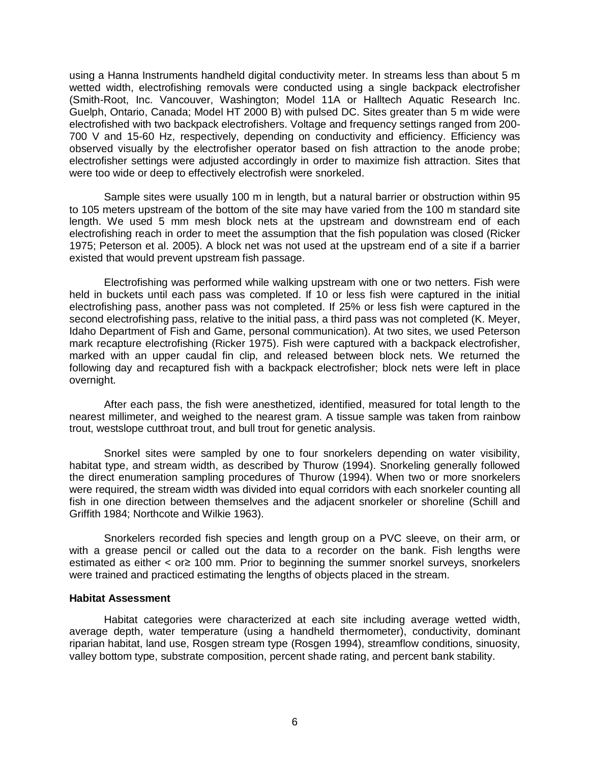using a Hanna Instruments handheld digital conductivity meter. In streams less than about 5 m wetted width, electrofishing removals were conducted using a single backpack electrofisher (Smith-Root, Inc. Vancouver, Washington; Model 11A or Halltech Aquatic Research Inc. Guelph, Ontario, Canada; Model HT 2000 B) with pulsed DC. Sites greater than 5 m wide were electrofished with two backpack electrofishers. Voltage and frequency settings ranged from 200-700 V and 15-60 Hz, respectively, depending on conductivity and efficiency. Efficiency was observed visually by the electrofisher operator based on fish attraction to the anode probe; electrofisher settings were adjusted accordingly in order to maximize fish attraction. Sites that were too wide or deep to effectively electrofish were snorkeled.

Sample sites were usually 100 m in length, but a natural barrier or obstruction within 95 to 105 meters upstream of the bottom of the site may have varied from the 100 m standard site length. We used 5 mm mesh block nets at the upstream and downstream end of each electrofishing reach in order to meet the assumption that the fish population was closed (Ricker 1975; Peterson et al. 2005). A block net was not used at the upstream end of a site if a barrier existed that would prevent upstream fish passage.

Electrofishing was performed while walking upstream with one or two netters. Fish were held in buckets until each pass was completed. If 10 or less fish were captured in the initial electrofishing pass, another pass was not completed. If 25% or less fish were captured in the second electrofishing pass, relative to the initial pass, a third pass was not completed (K. Meyer, Idaho Department of Fish and Game, personal communication). At two sites, we used Peterson mark recapture electrofishing (Ricker 1975). Fish were captured with a backpack electrofisher, marked with an upper caudal fin clip, and released between block nets. We returned the following day and recaptured fish with a backpack electrofisher; block nets were left in place overnight.

After each pass, the fish were anesthetized, identified, measured for total length to the nearest millimeter, and weighed to the nearest gram. A tissue sample was taken from rainbow trout, westslope cutthroat trout, and bull trout for genetic analysis.

Snorkel sites were sampled by one to four snorkelers depending on water visibility, habitat type, and stream width, as described by Thurow (1994). Snorkeling generally followed the direct enumeration sampling procedures of Thurow (1994). When two or more snorkelers were required, the stream width was divided into equal corridors with each snorkeler counting all fish in one direction between themselves and the adjacent snorkeler or shoreline (Schill and Griffith 1984; Northcote and Wilkie 1963).

Snorkelers recorded fish species and length group on a PVC sleeve, on their arm, or with a grease pencil or called out the data to a recorder on the bank. Fish lengths were estimated as either < or≥ 100 mm. Prior to beginning the summer snorkel surveys, snorkelers were trained and practiced estimating the lengths of objects placed in the stream.

**Habitat Assessment**

Habitat categories were characterized at each site including average wetted width, average depth, water temperature (using a handheld thermometer), conductivity, dominant riparian habitat, land use, Rosgen stream type (Rosgen 1994), streamflow conditions, sinuosity, valley bottom type, substrate composition, percent shade rating, and percent bank stability.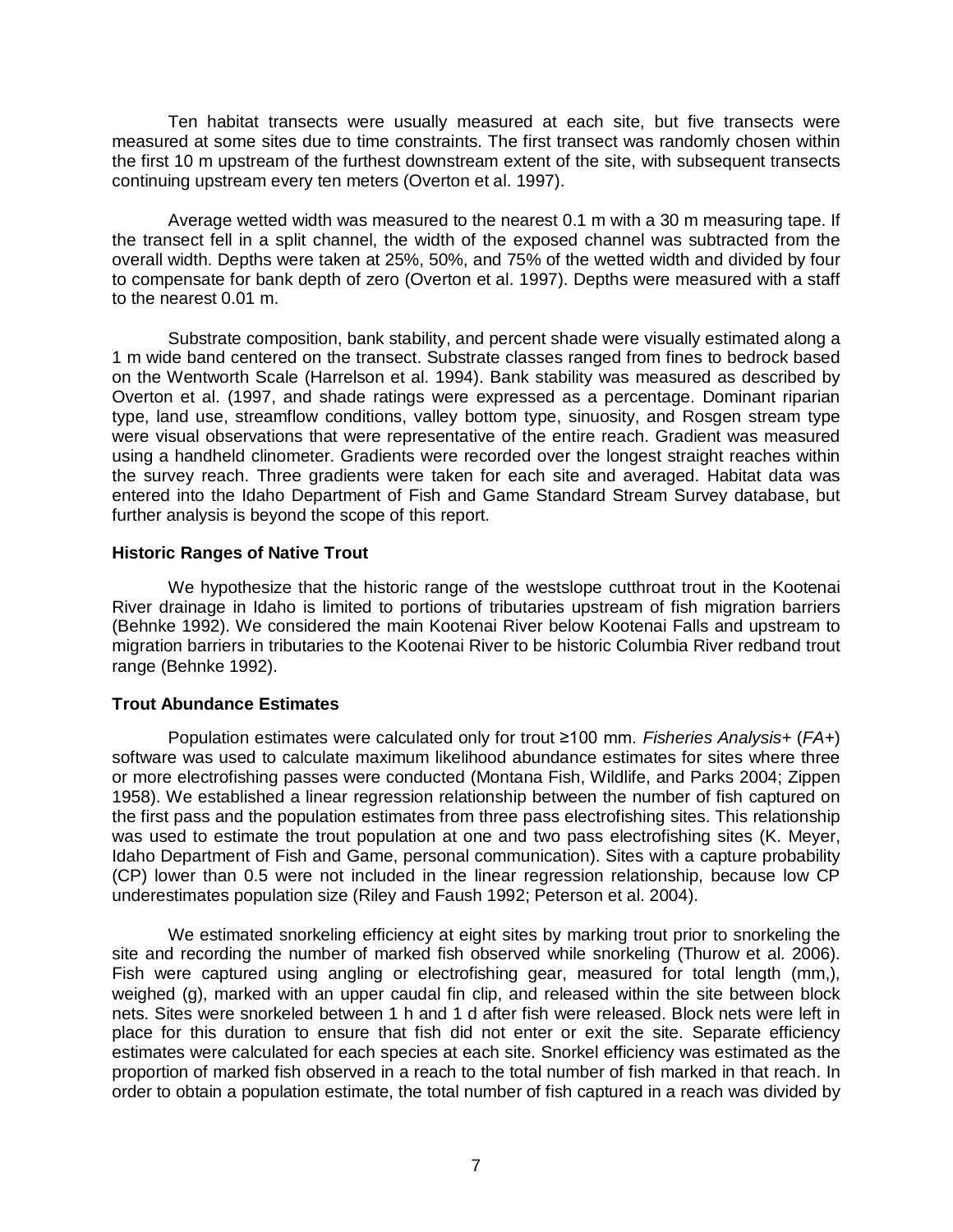Ten habitat transects were usually measured at each site, but five transects were measured at some sites due to time constraints. The first transect was randomly chosen within the first 10 m upstream of the furthest downstream extent of the site, with subsequent transects continuing upstream every ten meters (Overton et al. 1997).

Average wetted width was measured to the nearest 0.1 m with a 30 m measuring tape. If the transect fell in a split channel, the width of the exposed channel was subtracted from the overall width. Depths were taken at 25%, 50%, and 75% of the wetted width and divided by four to compensate for bank depth of zero (Overton et al. 1997). Depths were measured with a staff to the nearest 0.01 m.

Substrate composition, bank stability, and percent shade were visually estimated along a 1 m wide band centered on the transect. Substrate classes ranged from fines to bedrock based on the Wentworth Scale (Harrelson et al. 1994). Bank stability was measured as described by Overton et al. (1997, and shade ratings were expressed as a percentage. Dominant riparian type, land use, streamflow conditions, valley bottom type, sinuosity, and Rosgen stream type were visual observations that were representative of the entire reach. Gradient was measured using a handheld clinometer. Gradients were recorded over the longest straight reaches within the survey reach. Three gradients were taken for each site and averaged. Habitat data was entered into the Idaho Department of Fish and Game Standard Stream Survey database, but further analysis is beyond the scope of this report.

### Historic Ranges of Native Trout

We hypothesize that the historic range of the westslope cutthroat trout in the Kootenai River drainage in Idaho is limited to portions of tributaries upstream of fish migration barriers (Behnke 1992). We considered the main Kootenai River below Kootenai Falls and upstream to migration barriers in tributaries to the Kootenai River to be historic Columbia River redband trout range (Behnke 1992).

### Trout Abundance Estimates

Population estimates were calculated only for trout ≥100 mm. *Fisheries Analysis+* (*FA+*) software was used to calculate maximum likelihood abundance estimates for sites where three or more electrofishing passes were conducted (Montana Fish, Wildlife, and Parks 2004; Zippen 1958). We established a linear regression relationship between the number of fish captured on the first pass and the population estimates from three pass electrofishing sites. This relationship was used to estimate the trout population at one and two pass electrofishing sites (K. Meyer, Idaho Department of Fish and Game, personal communication). Sites with a capture probability (CP) lower than 0.5 were not included in the linear regression relationship, because low CP underestimates population size (Riley and Fausch 1992; Peterson et al. 2004).

We estimated snorkeling efficiency at eight sites by marking trout prior to snorkeling the site and recording the number of marked fish observed while snorkeling (Thurow et al. 2006). Fish were captured using angling or electrofishing gear, measured for total length (mm,), weighed (g), marked with an upper caudal fin clip, and released within the site between block nets. Sites were snorkeled between 1 h and 1 d after fish were released. Block nets were left in place for this duration to ensure that fish did not enter or exit the site. Separate efficiency estimates were calculated for each species at each site. Snorkel efficiency was estimated as the proportion of marked fish observed in a reach to the total number of fish marked in that reach. In order to obtain a population estimate, the total number of fish captured in a reach was divided by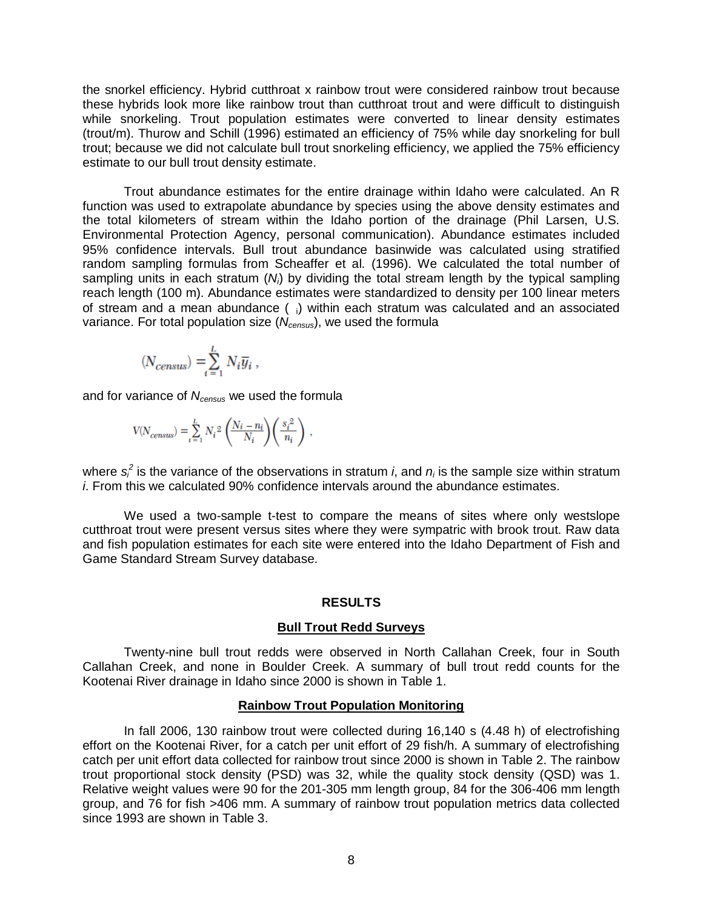the snorkel efficiency. Hybrid cutthroat x rainbow trout were considered rainbow trout because these hybrids look more like rainbow trout than cutthroat trout and were difficult to distinguish while snorkeling. Trout population estimates were converted to linear density estimates (trout/m). Thurow and Schill (1996) estimated an efficiency of 75% while day snorkeling for bull trout; because we did not calculate bull trout snorkeling efficiency, we applied the 75% efficiency estimate to our bull trout density estimate.

Trout abundance estimates for the entire drainage within Idaho were calculated. An R function was used to extrapolate abundance by species using the above density estimates and the total kilometers of stream within the Idaho portion of the drainage (Phil Larsen, U.S. Environmental Protection Agency, personal communication). Abundance estimates included 95% confidence intervals. Bull trout abundance basinwide was calculated using stratified random sampling formulas from Scheaffer et al. (1996). We calculated the total number of sampling units in each stratum ($N_i$) by dividing the total stream length by the typical sampling reach length (100 m). Abundance estimates were standardized to density per 100 linear meters of stream and a mean abundance ( $_i$) within each stratum was calculated and an associated variance. For total population size ($N_{census}$), we used the formula

$$(N_{census}) = \sum_{i=1}^{L} N_i \overline{y}_i \, ,$$

and for variance of $N_{census}$ we used the formula

$$V(N_{census}) = \sum_{i=1}^{L} N_i^{\,2} \left( \frac{N_i - n_i}{N_i} \right) \left( \frac{s_i^{\,2}}{n_i} \right) \, ,$$

where $s_i^2$ is the variance of the observations in stratum $i$, and $n_i$ is the sample size within stratum $i$. From this we calculated 90% confidence intervals around the abundance estimates.

We used a two-sample t-test to compare the means of sites where only westslope cutthroat trout were present versus sites where they were sympatric with brook trout. Raw data and fish population estimates for each site were entered into the Idaho Department of Fish and Game Standard Stream Survey database.

## RESULTS

### Bull Trout Redd Surveys

Twenty-nine bull trout redds were observed in North Callahan Creek, four in South Callahan Creek, and none in Boulder Creek. A summary of bull trout redd counts for the Kootenai River drainage in Idaho since 2000 is shown in Table 1.

### Rainbow Trout Population Monitoring

In fall 2006, 130 rainbow trout were collected during 16,140 s (4.48 h) of electrofishing effort on the Kootenai River, for a catch per unit effort of 29 fish/h. A summary of electrofishing catch per unit effort data collected for rainbow trout since 2000 is shown in Table 2. The rainbow trout proportional stock density (PSD) was 32, while the quality stock density (QSD) was 1. Relative weight values were 90 for the 201-305 mm length group, 84 for the 306-406 mm length group, and 76 for fish >406 mm. A summary of rainbow trout population metrics data collected since 1993 are shown in Table 3.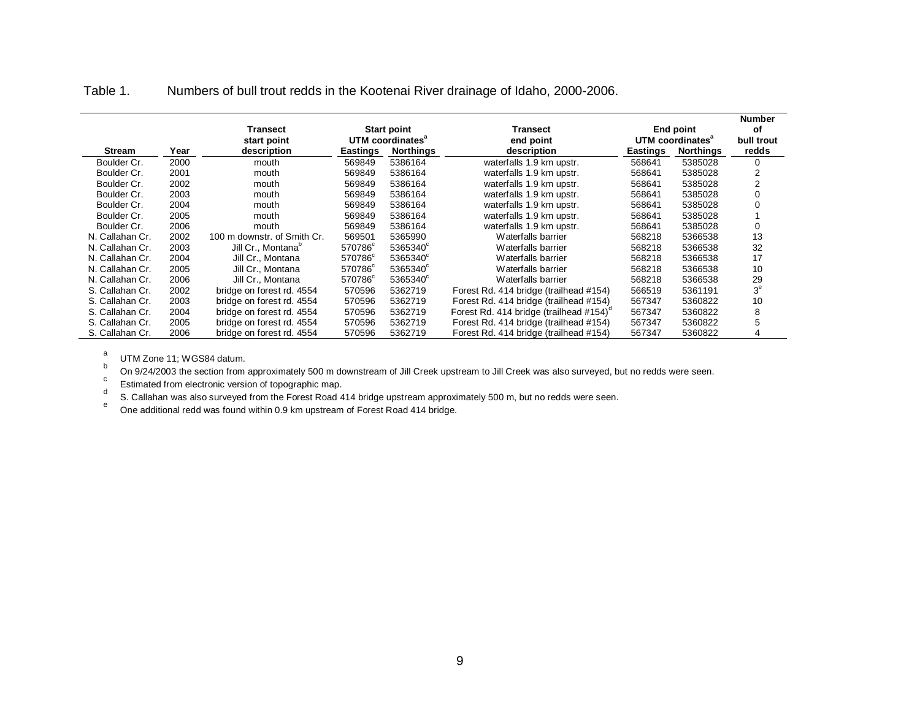Table 1. Numbers of bull trout redds in the Kootenai River drainage of Idaho, 2000-2006.

| Stream | Year | Transect start point description | Start point UTM coordinates[a] Eastings | Start point UTM coordinates[a] Northings | Transect end point description | End point UTM coordinates[a] Eastings | End point UTM coordinates[a] Northings | Number of bull trout redds |
|---|---|---|---|---|---|---|---|---|
| Boulder Cr. | 2000 | mouth | 569849 | 5386164 | waterfalls 1.9 km upstr. | 568641 | 5385028 | 0 |
| Boulder Cr. | 2001 | mouth | 569849 | 5386164 | waterfalls 1.9 km upstr. | 568641 | 5385028 | 2 |
| Boulder Cr. | 2002 | mouth | 569849 | 5386164 | waterfalls 1.9 km upstr. | 568641 | 5385028 | 2 |
| Boulder Cr. | 2003 | mouth | 569849 | 5386164 | waterfalls 1.9 km upstr. | 568641 | 5385028 | 0 |
| Boulder Cr. | 2004 | mouth | 569849 | 5386164 | waterfalls 1.9 km upstr. | 568641 | 5385028 | 0 |
| Boulder Cr. | 2005 | mouth | 569849 | 5386164 | waterfalls 1.9 km upstr. | 568641 | 5385028 | 1 |
| Boulder Cr. | 2006 | mouth | 569849 | 5386164 | waterfalls 1.9 km upstr. | 568641 | 5385028 | 0 |
| N. Callahan Cr. | 2002 | 100 m downstr. of Smith Cr. | 569501 | 5365990 | Waterfalls barrier | 568218 | 5366538 | 13 |
| N. Callahan Cr. | 2003 | Jill Cr., Montana[b] | 570786[c] | 5365340[c] | Waterfalls barrier | 568218 | 5366538 | 32 |
| N. Callahan Cr. | 2004 | Jill Cr., Montana | 570786[c] | 5365340[c] | Waterfalls barrier | 568218 | 5366538 | 17 |
| N. Callahan Cr. | 2005 | Jill Cr., Montana | 570786[c] | 5365340[c] | Waterfalls barrier | 568218 | 5366538 | 10 |
| N. Callahan Cr. | 2006 | Jill Cr., Montana | 570786[c] | 5365340[c] | Waterfalls barrier | 568218 | 5366538 | 29 |
| S. Callahan Cr. | 2002 | bridge on forest rd. 4554 | 570596 | 5362719 | Forest Rd. 414 bridge (trailhead #154) | 566519 | 5361191 | 3[e] |
| S. Callahan Cr. | 2003 | bridge on forest rd. 4554 | 570596 | 5362719 | Forest Rd. 414 bridge (trailhead #154) | 567347 | 5360822 | 10 |
| S. Callahan Cr. | 2004 | bridge on forest rd. 4554 | 570596 | 5362719 | Forest Rd. 414 bridge (trailhead #154)[d] | 567347 | 5360822 | 8 |
| S. Callahan Cr. | 2005 | bridge on forest rd. 4554 | 570596 | 5362719 | Forest Rd. 414 bridge (trailhead #154) | 567347 | 5360822 | 5 |
| S. Callahan Cr. | 2006 | bridge on forest rd. 4554 | 570596 | 5362719 | Forest Rd. 414 bridge (trailhead #154) | 567347 | 5360822 | 4 |

[a] UTM Zone 11; WGS84 datum.
[b] On 9/24/2003 the section from approximately 500 m downstream of Jill Creek upstream to Jill Creek was also surveyed, but no redds were seen.
[c] Estimated from electronic version of topographic map.
[d] S. Callahan was also surveyed from the Forest Road 414 bridge upstream approximately 500 m, but no redds were seen.
[e] One additional redd was found within 0.9 km upstream of Forest Road 414 bridge.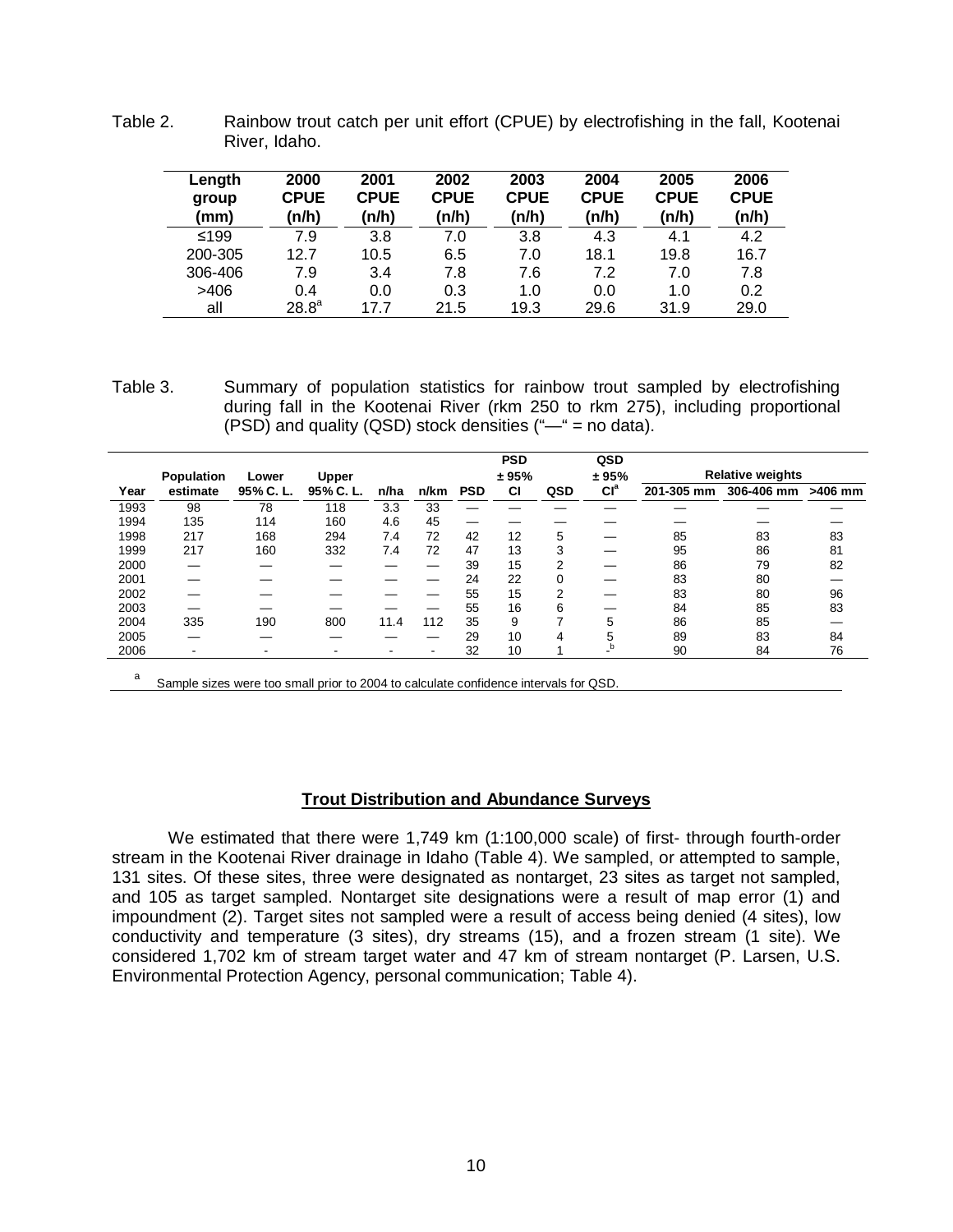Table 2. Rainbow trout catch per unit effort (CPUE) by electrofishing in the fall, Kootenai River, Idaho.

| Length group (mm) | 2000 CPUE (n/h) | 2001 CPUE (n/h) | 2002 CPUE (n/h) | 2003 CPUE (n/h) | 2004 CPUE (n/h) | 2005 CPUE (n/h) | 2006 CPUE (n/h) |
|---|---|---|---|---|---|---|---|
| ≤199 | 7.9 | 3.8 | 7.0 | 3.8 | 4.3 | 4.1 | 4.2 |
| 200-305 | 12.7 | 10.5 | 6.5 | 7.0 | 18.1 | 19.8 | 16.7 |
| 306-406 | 7.9 | 3.4 | 7.8 | 7.6 | 7.2 | 7.0 | 7.8 |
| >406 | 0.4 | 0.0 | 0.3 | 1.0 | 0.0 | 1.0 | 0.2 |
| all | 28.8[a] | 17.7 | 21.5 | 19.3 | 29.6 | 31.9 | 29.0 |

Table 3. Summary of population statistics for rainbow trout sampled by electrofishing during fall in the Kootenai River (rkm 250 to rkm 275), including proportional (PSD) and quality (QSD) stock densities ("—" = no data).

| Year | Population estimate | Lower 95% C. L. | Upper 95% C. L. | n/ha | n/km | PSD | PSD ± 95% CI | QSD | QSD ± 95% CI[a] | Relative weights 201-305 mm | Relative weights 306-406 mm | Relative weights >406 mm |
|---|---|---|---|---|---|---|---|---|---|---|---|---|
| 1993 | 98 | 78 | 118 | 3.3 | 33 | — | — | — | — | — | — | — |
| 1994 | 135 | 114 | 160 | 4.6 | 45 | — | — | — | — | — | — | — |
| 1998 | 217 | 168 | 294 | 7.4 | 72 | 42 | 12 | 5 | — | 85 | 83 | 83 |
| 1999 | 217 | 160 | 332 | 7.4 | 72 | 47 | 13 | 3 | — | 95 | 86 | 81 |
| 2000 | — | — | — | — | — | 39 | 15 | 2 | — | 86 | 79 | 82 |
| 2001 | — | — | — | — | — | 24 | 22 | 0 | — | 83 | 80 | — |
| 2002 | — | — | — | — | — | 55 | 15 | 2 | — | 83 | 80 | 96 |
| 2003 | — | — | — | — | — | 55 | 16 | 6 | — | 84 | 85 | 83 |
| 2004 | 335 | 190 | 800 | 11.4 | 112 | 35 | 9 | 7 | 5 | 86 | 85 | — |
| 2005 | — | — | — | — | — | 29 | 10 | 4 | 5 | 89 | 83 | 84 |
| 2006 | - | - | - | - | - | 32 | 10 | 1 | -[b] | 90 | 84 | 76 |

[a] Sample sizes were too small prior to 2004 to calculate confidence intervals for QSD.

## Trout Distribution and Abundance Surveys

We estimated that there were 1,749 km (1:100,000 scale) of first- through fourth-order stream in the Kootenai River drainage in Idaho (Table 4). We sampled, or attempted to sample, 131 sites. Of these sites, three were designated as nontarget, 23 sites as target not sampled, and 105 as target sampled. Nontarget site designations were a result of map error (1) and impoundment (2). Target sites not sampled were a result of access being denied (4 sites), low conductivity and temperature (3 sites), dry streams (15), and a frozen stream (1 site). We considered 1,702 km of stream target water and 47 km of stream nontarget (P. Larsen, U.S. Environmental Protection Agency, personal communication; Table 4).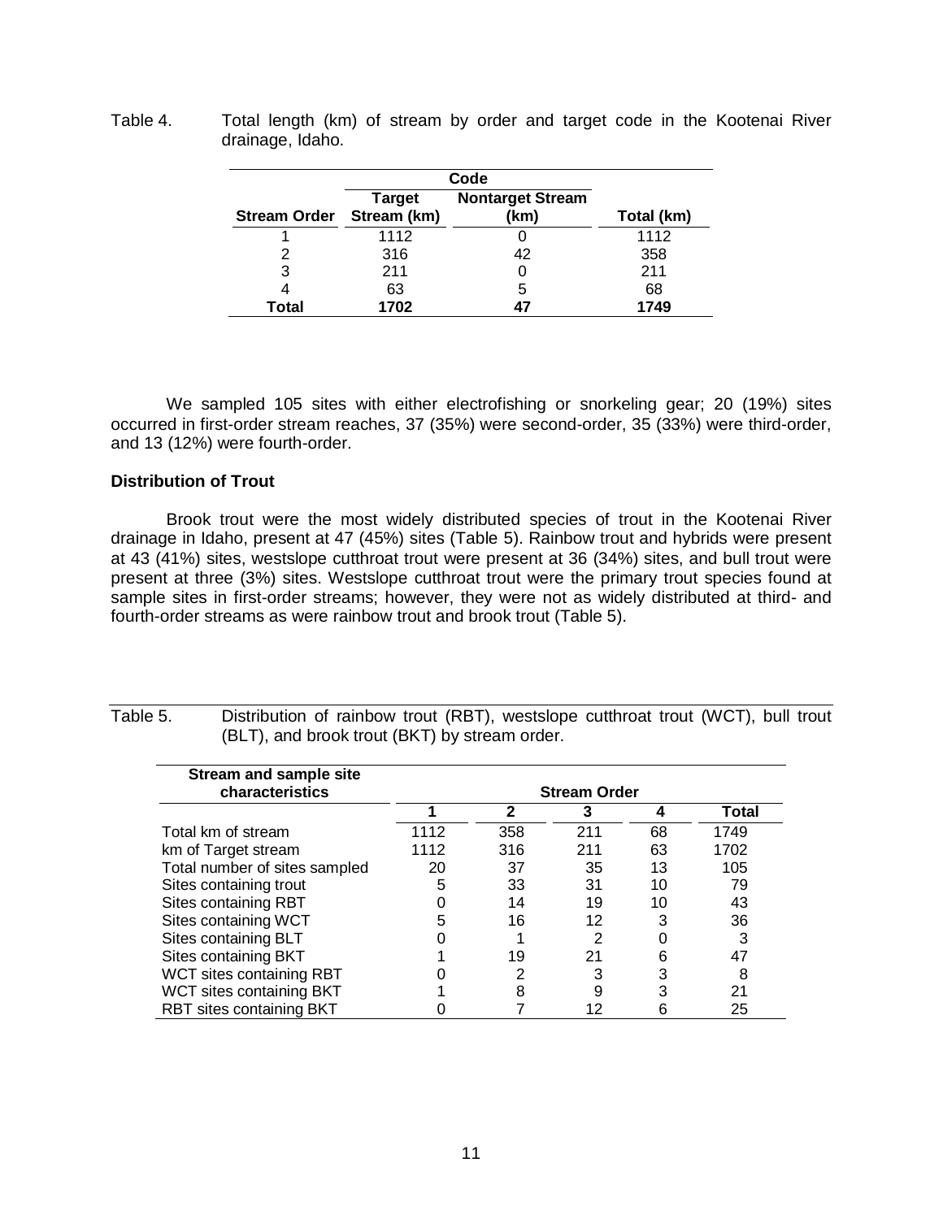Table 4. Total length (km) of stream by order and target code in the Kootenai River drainage, Idaho.

| | Code | | |
|---|---|---|---|
| Stream Order | Target Stream (km) | Nontarget Stream (km) | Total (km) |
| 1 | 1112 | 0 | 1112 |
| 2 | 316 | 42 | 358 |
| 3 | 211 | 0 | 211 |
| 4 | 63 | 5 | 68 |
| **Total** | **1702** | **47** | **1749** |

We sampled 105 sites with either electrofishing or snorkeling gear; 20 (19%) sites occurred in first-order stream reaches, 37 (35%) were second-order, 35 (33%) were third-order, and 13 (12%) were fourth-order.

**Distribution of Trout**

Brook trout were the most widely distributed species of trout in the Kootenai River drainage in Idaho, present at 47 (45%) sites (Table 5). Rainbow trout and hybrids were present at 43 (41%) sites, westslope cutthroat trout were present at 36 (34%) sites, and bull trout were present at three (3%) sites. Westslope cutthroat trout were the primary trout species found at sample sites in first-order streams; however, they were not as widely distributed at third- and fourth-order streams as were rainbow trout and brook trout (Table 5).

Table 5. Distribution of rainbow trout (RBT), westslope cutthroat trout (WCT), bull trout (BLT), and brook trout (BKT) by stream order.

| Stream and sample site characteristics | Stream Order | | | | |
|---|---|---|---|---|---|
| | 1 | 2 | 3 | 4 | Total |
| Total km of stream | 1112 | 358 | 211 | 68 | 1749 |
| km of Target stream | 1112 | 316 | 211 | 63 | 1702 |
| Total number of sites sampled | 20 | 37 | 35 | 13 | 105 |
| Sites containing trout | 5 | 33 | 31 | 10 | 79 |
| Sites containing RBT | 0 | 14 | 19 | 10 | 43 |
| Sites containing WCT | 5 | 16 | 12 | 3 | 36 |
| Sites containing BLT | 0 | 1 | 2 | 0 | 3 |
| Sites containing BKT | 1 | 19 | 21 | 6 | 47 |
| WCT sites containing RBT | 0 | 2 | 3 | 3 | 8 |
| WCT sites containing BKT | 1 | 8 | 9 | 3 | 21 |
| RBT sites containing BKT | 0 | 7 | 12 | 6 | 25 |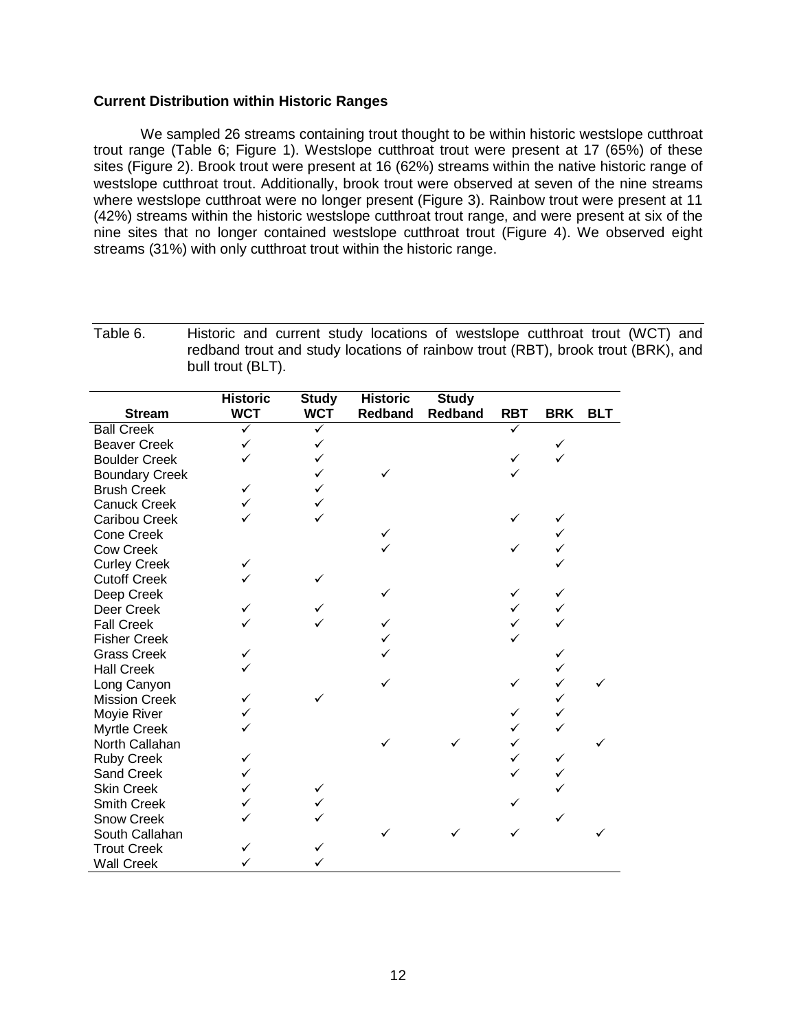**Current Distribution within Historic Ranges**

We sampled 26 streams containing trout thought to be within historic westslope cutthroat trout range (Table 6; Figure 1). Westslope cutthroat trout were present at 17 (65%) of these sites (Figure 2). Brook trout were present at 16 (62%) streams within the native historic range of westslope cutthroat trout. Additionally, brook trout were observed at seven of the nine streams where westslope cutthroat were no longer present (Figure 3). Rainbow trout were present at 11 (42%) streams within the historic westslope cutthroat trout range, and were present at six of the nine sites that no longer contained westslope cutthroat trout (Figure 4). We observed eight streams (31%) with only cutthroat trout within the historic range.

Table 6. Historic and current study locations of westslope cutthroat trout (WCT) and redband trout and study locations of rainbow trout (RBT), brook trout (BRK), and bull trout (BLT).

| Stream | Historic WCT | Study WCT | Historic Redband | Study Redband | RBT | BRK | BLT |
|---|---|---|---|---|---|---|---|
| Ball Creek | ✓ | ✓ | | | ✓ | | |
| Beaver Creek | ✓ | ✓ | | | | ✓ | |
| Boulder Creek | ✓ | ✓ | | | ✓ | ✓ | |
| Boundary Creek | | ✓ | ✓ | | ✓ | | |
| Brush Creek | ✓ | ✓ | | | | | |
| Canuck Creek | ✓ | ✓ | | | | | |
| Caribou Creek | ✓ | ✓ | | | ✓ | ✓ | |
| Cone Creek | | | ✓ | | | ✓ | |
| Cow Creek | | | ✓ | | ✓ | ✓ | |
| Curley Creek | ✓ | | | | | ✓ | |
| Cutoff Creek | ✓ | ✓ | | | | | |
| Deep Creek | | | ✓ | | ✓ | ✓ | |
| Deer Creek | ✓ | ✓ | | | ✓ | ✓ | |
| Fall Creek | ✓ | ✓ | ✓ | | ✓ | ✓ | |
| Fisher Creek | | | ✓ | | ✓ | | |
| Grass Creek | ✓ | | ✓ | | | ✓ | |
| Hall Creek | ✓ | | | | | ✓ | |
| Long Canyon | | | ✓ | | ✓ | ✓ | ✓ |
| Mission Creek | ✓ | ✓ | | | | ✓ | |
| Moyie River | ✓ | | | | ✓ | ✓ | |
| Myrtle Creek | ✓ | | | | ✓ | ✓ | |
| North Callahan | | | ✓ | ✓ | ✓ | | ✓ |
| Ruby Creek | ✓ | | | | ✓ | ✓ | |
| Sand Creek | ✓ | | | | ✓ | ✓ | |
| Skin Creek | ✓ | ✓ | | | | ✓ | |
| Smith Creek | ✓ | ✓ | | | ✓ | | |
| Snow Creek | ✓ | ✓ | | | | ✓ | |
| South Callahan | | | ✓ | ✓ | ✓ | | ✓ |
| Trout Creek | ✓ | ✓ | | | | | |
| Wall Creek | ✓ | ✓ | | | | | |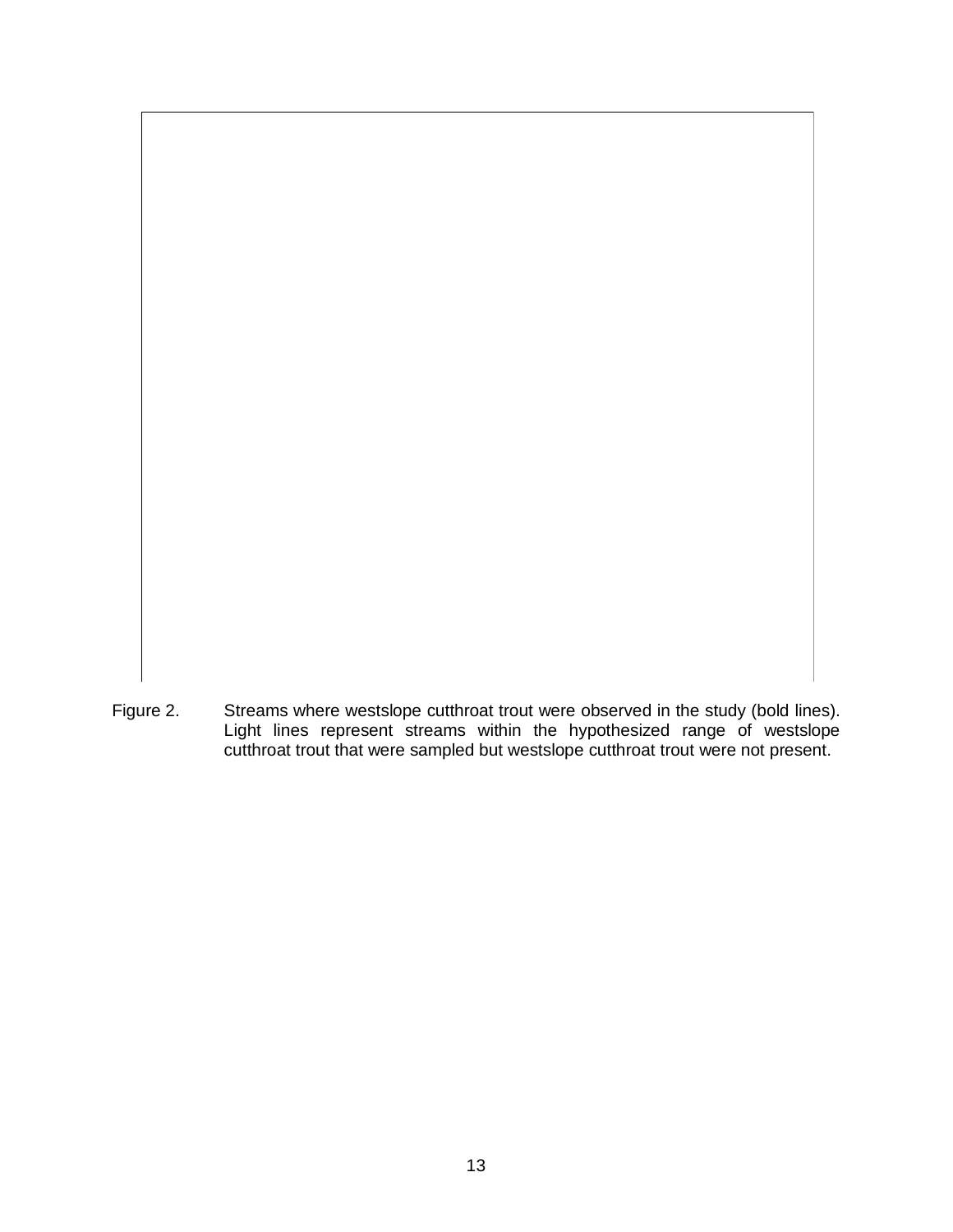Figure 2. Streams where westslope cutthroat trout were observed in the study (bold lines). Light lines represent streams within the hypothesized range of westslope cutthroat trout that were sampled but westslope cutthroat trout were not present.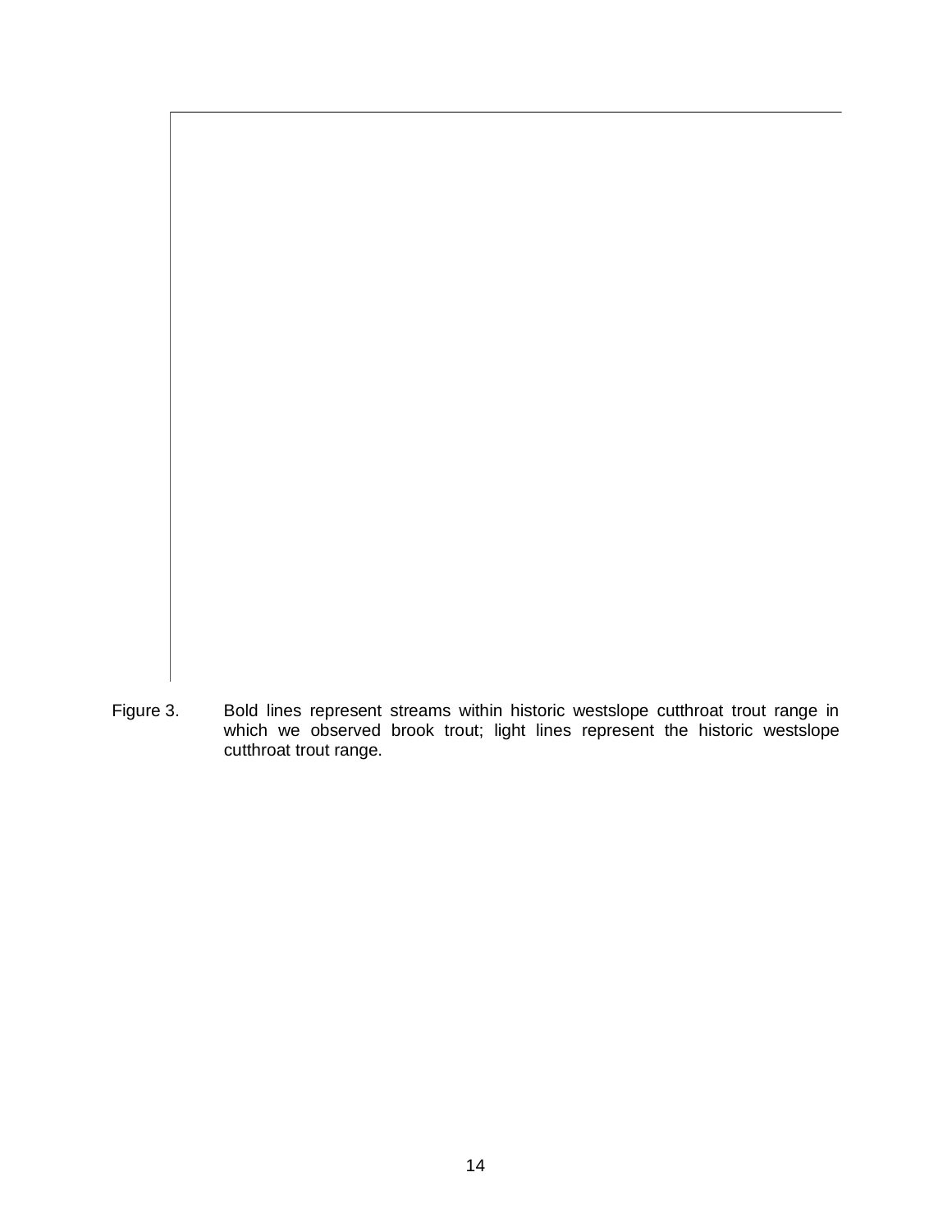Figure 3. Bold lines represent streams within historic westslope cutthroat trout range in which we observed brook trout; light lines represent the historic westslope cutthroat trout range.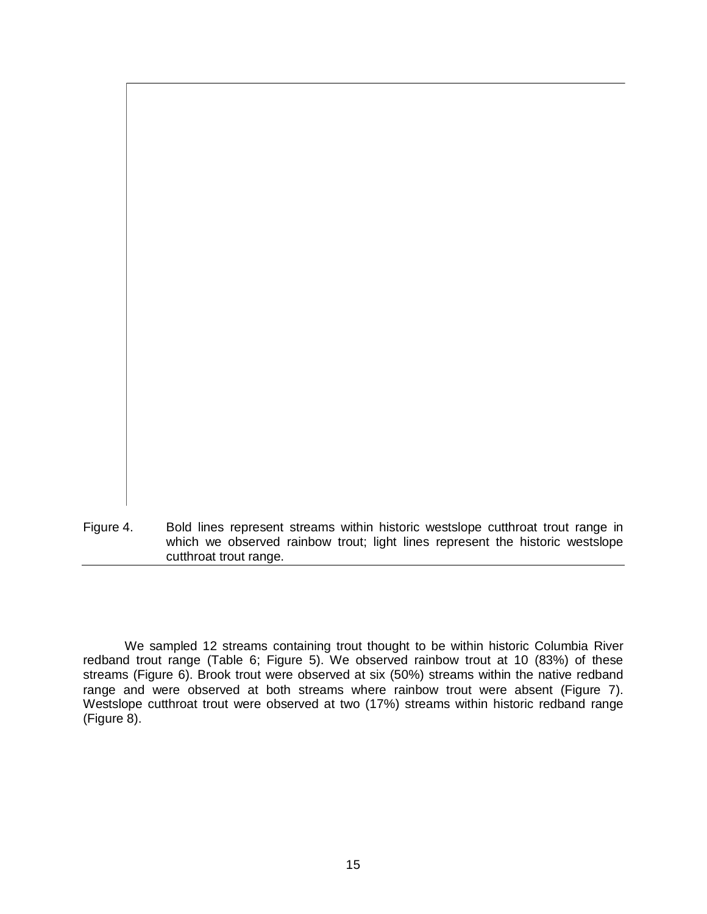Figure 4. Bold lines represent streams within historic westslope cutthroat trout range in which we observed rainbow trout; light lines represent the historic westslope cutthroat trout range.

We sampled 12 streams containing trout thought to be within historic Columbia River redband trout range (Table 6; Figure 5). We observed rainbow trout at 10 (83%) of these streams (Figure 6). Brook trout were observed at six (50%) streams within the native redband range and were observed at both streams where rainbow trout were absent (Figure 7). Westslope cutthroat trout were observed at two (17%) streams within historic redband range (Figure 8).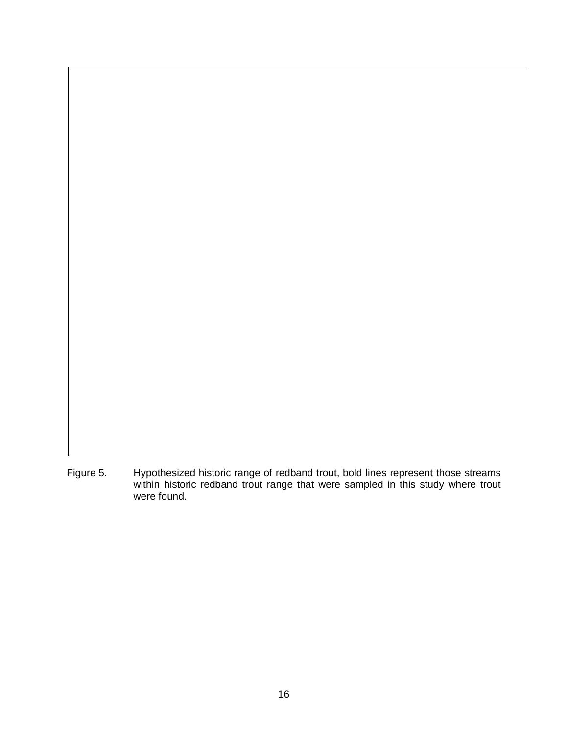Figure 5. Hypothesized historic range of redband trout, bold lines represent those streams within historic redband trout range that were sampled in this study where trout were found.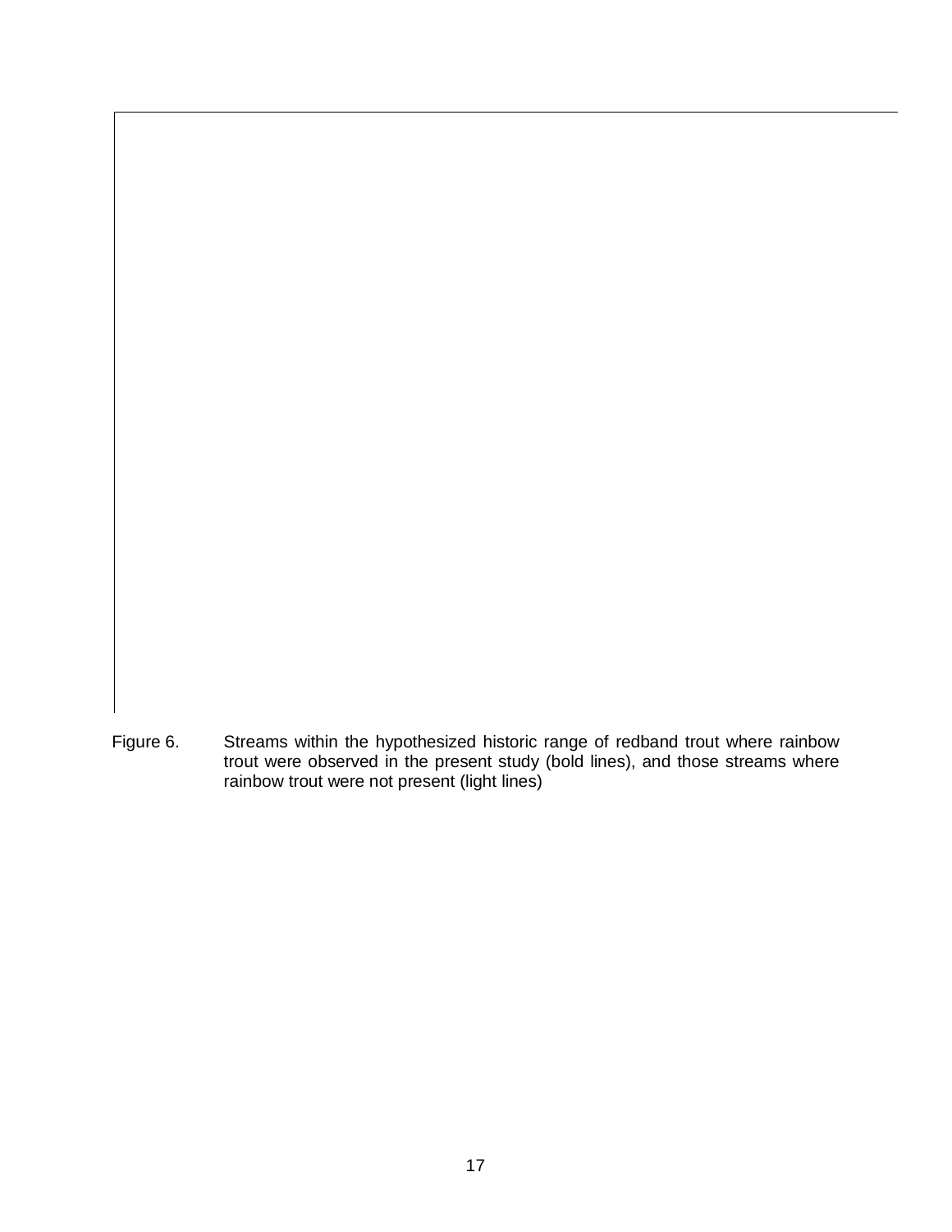Figure 6. Streams within the hypothesized historic range of redband trout where rainbow trout were observed in the present study (bold lines), and those streams where rainbow trout were not present (light lines)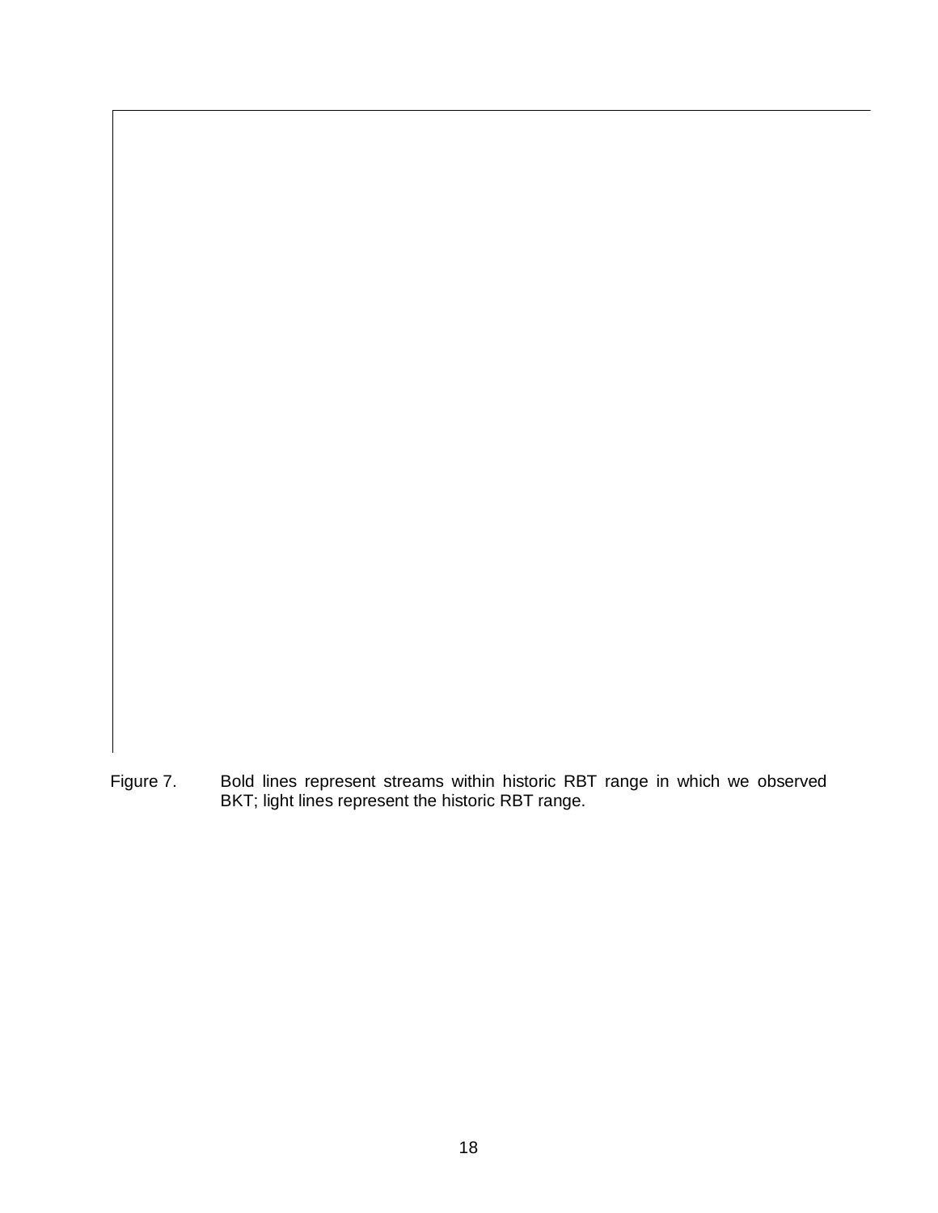Figure 7. Bold lines represent streams within historic RBT range in which we observed BKT; light lines represent the historic RBT range.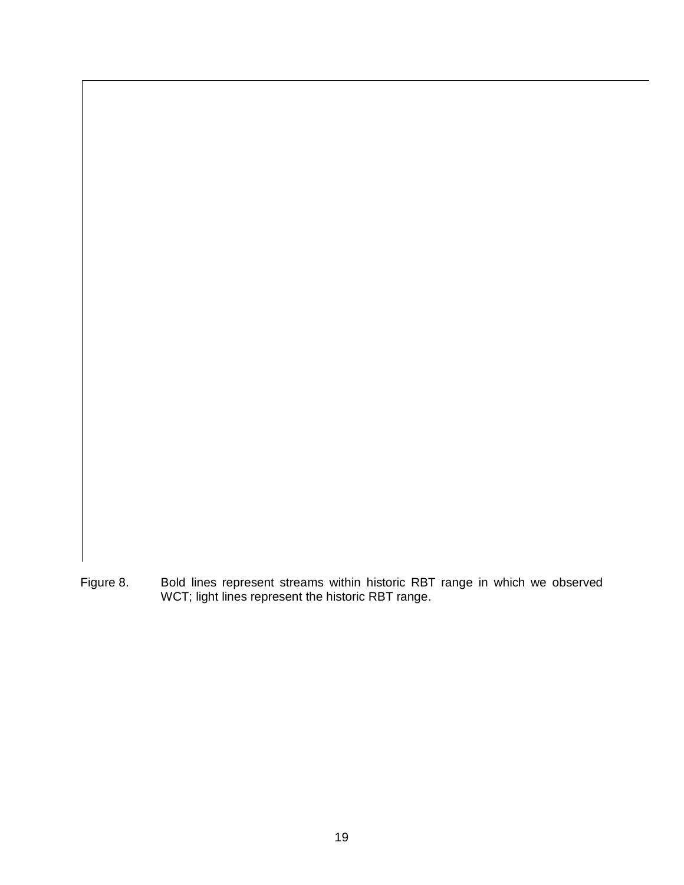Figure 8. Bold lines represent streams within historic RBT range in which we observed WCT; light lines represent the historic RBT range.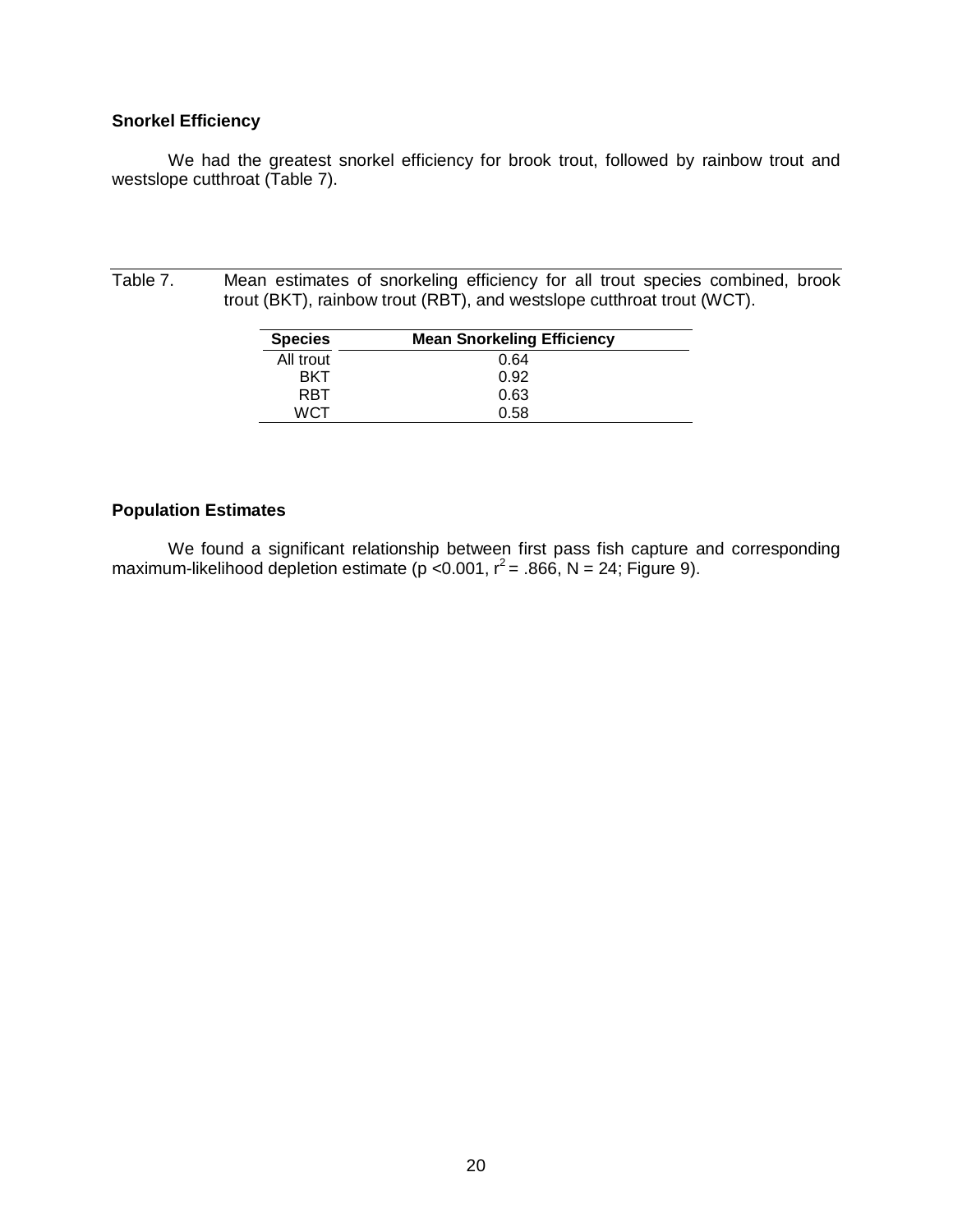### Snorkel Efficiency

We had the greatest snorkel efficiency for brook trout, followed by rainbow trout and westslope cutthroat (Table 7).

Table 7. Mean estimates of snorkeling efficiency for all trout species combined, brook trout (BKT), rainbow trout (RBT), and westslope cutthroat trout (WCT).

| Species | Mean Snorkeling Efficiency |
|---|---|
| All trout | 0.64 |
| BKT | 0.92 |
| RBT | 0.63 |
| WCT | 0.58 |

### Population Estimates

We found a significant relationship between first pass fish capture and corresponding maximum-likelihood depletion estimate ($p < 0.001$, $r^2 = .866$, $N = 24$; Figure 9).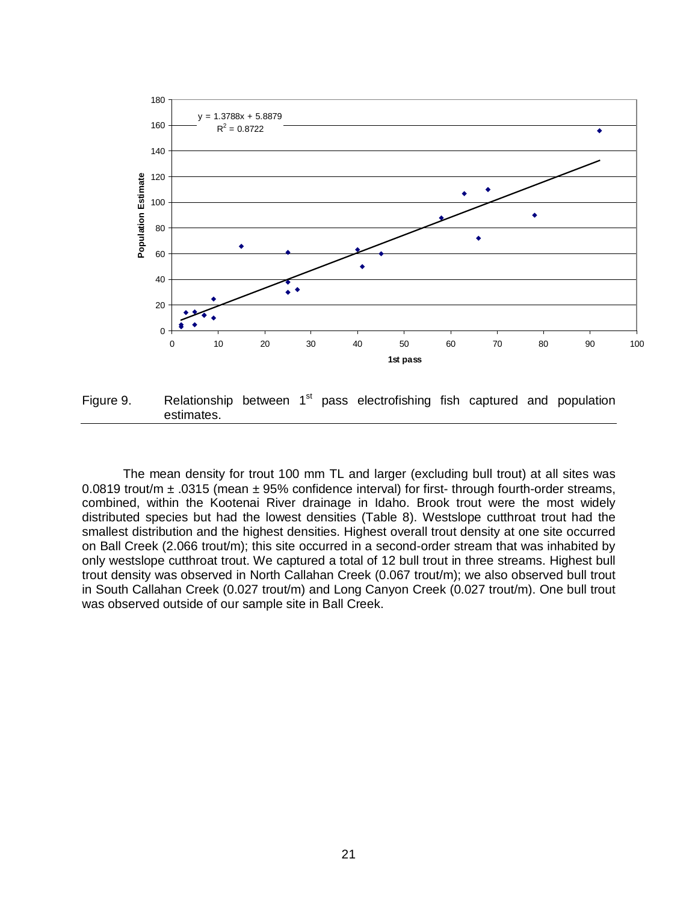Figure 9. Relationship between 1st pass electrofishing fish captured and population estimates.

The mean density for trout 100 mm TL and larger (excluding bull trout) at all sites was 0.0819 trout/m ± .0315 (mean ± 95% confidence interval) for first- through fourth-order streams, combined, within the Kootenai River drainage in Idaho. Brook trout were the most widely distributed species but had the lowest densities (Table 8). Westslope cutthroat trout had the smallest distribution and the highest densities. Highest overall trout density at one site occurred on Ball Creek (2.066 trout/m); this site occurred in a second-order stream that was inhabited by only westslope cutthroat trout. We captured a total of 12 bull trout in three streams. Highest bull trout density was observed in North Callahan Creek (0.067 trout/m); we also observed bull trout in South Callahan Creek (0.027 trout/m) and Long Canyon Creek (0.027 trout/m). One bull trout was observed outside of our sample site in Ball Creek.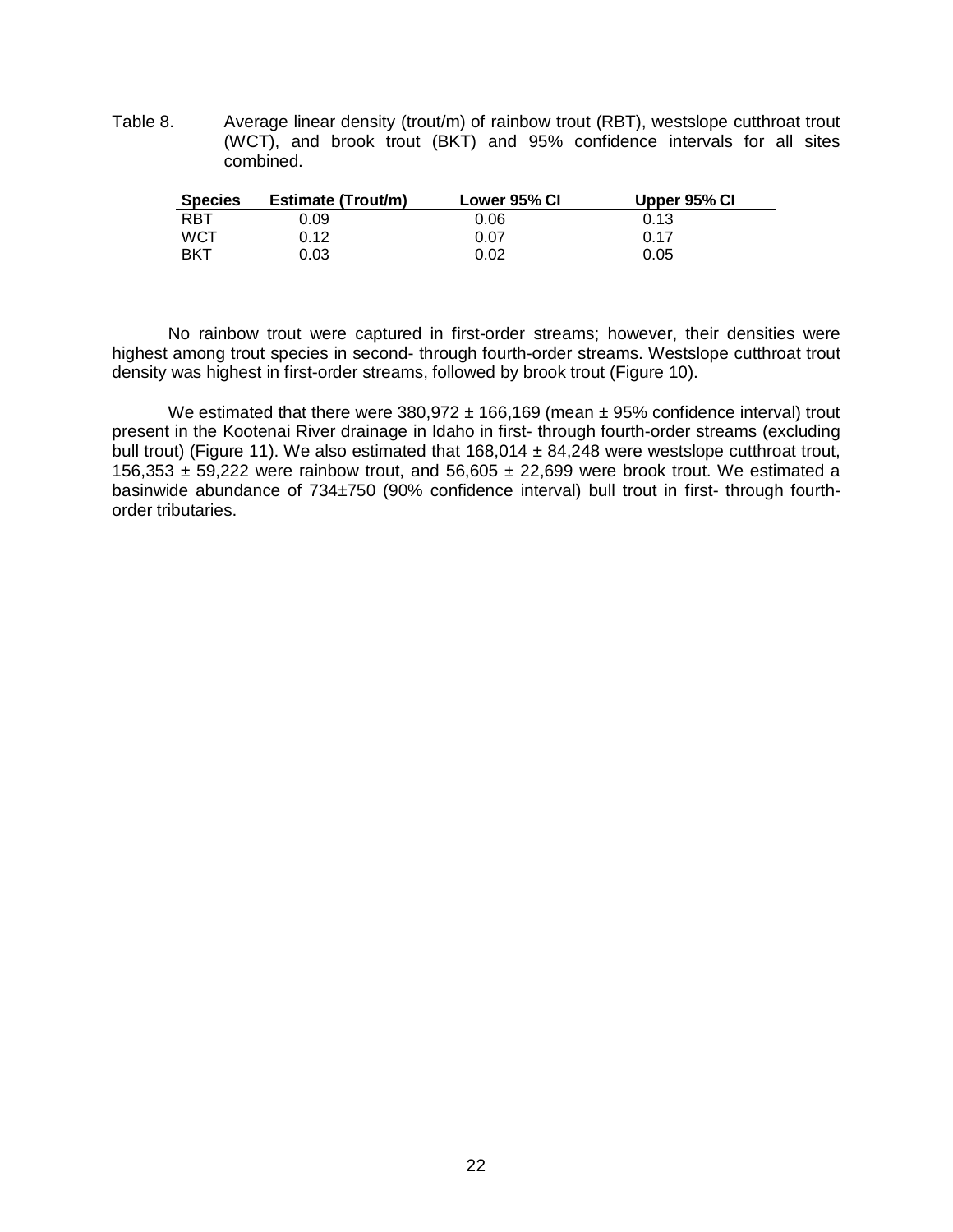Table 8. Average linear density (trout/m) of rainbow trout (RBT), westslope cutthroat trout (WCT), and brook trout (BKT) and 95% confidence intervals for all sites combined.

| Species | Estimate (Trout/m) | Lower 95% CI | Upper 95% CI |
|---|---|---|---|
| RBT | 0.09 | 0.06 | 0.13 |
| WCT | 0.12 | 0.07 | 0.17 |
| BKT | 0.03 | 0.02 | 0.05 |

No rainbow trout were captured in first-order streams; however, their densities were highest among trout species in second- through fourth-order streams. Westslope cutthroat trout density was highest in first-order streams, followed by brook trout (Figure 10).

We estimated that there were 380,972 ± 166,169 (mean ± 95% confidence interval) trout present in the Kootenai River drainage in Idaho in first- through fourth-order streams (excluding bull trout) (Figure 11). We also estimated that 168,014 ± 84,248 were westslope cutthroat trout, 156,353 ± 59,222 were rainbow trout, and 56,605 ± 22,699 were brook trout. We estimated a basinwide abundance of 734±750 (90% confidence interval) bull trout in first- through fourth-order tributaries.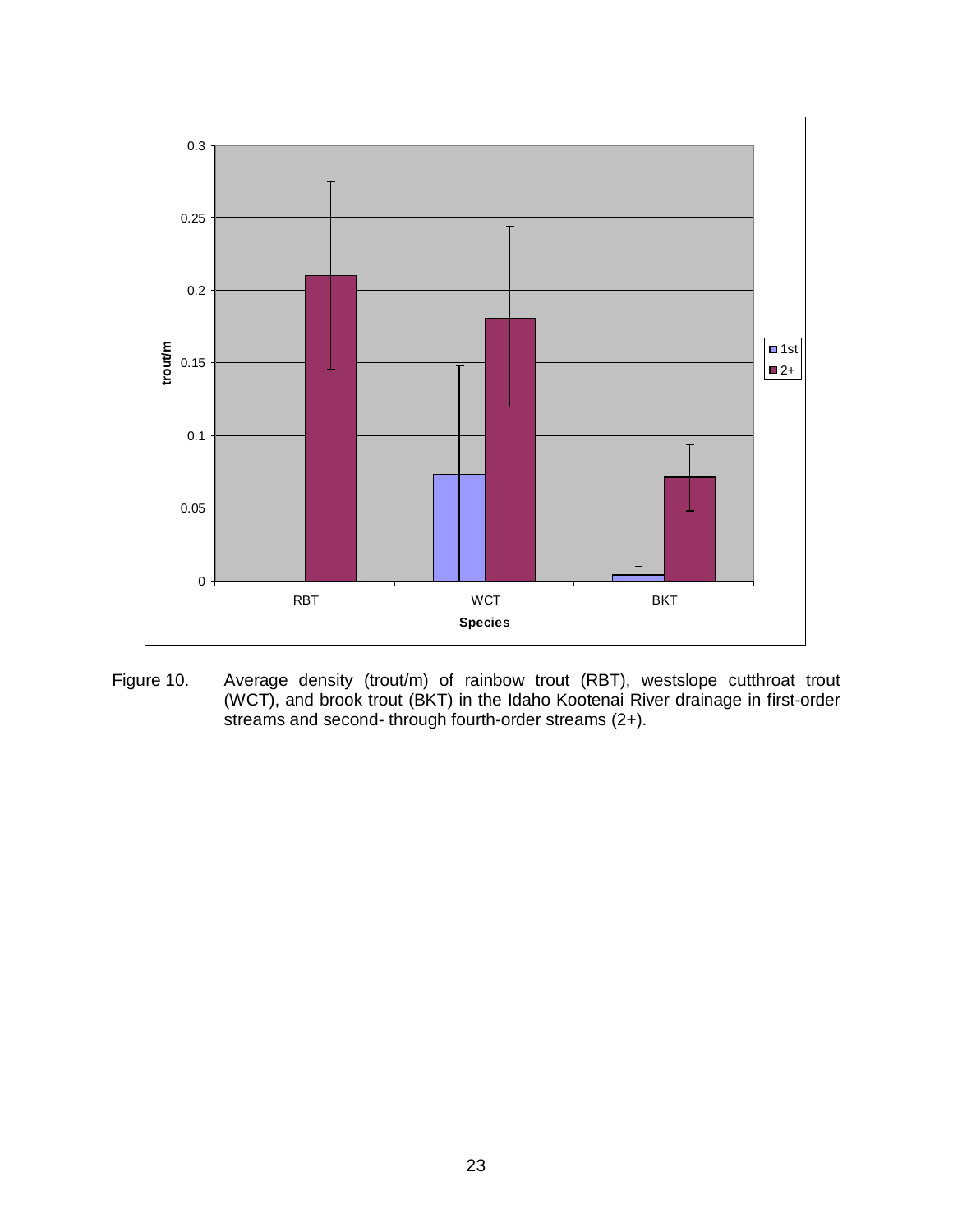Figure 10. Average density (trout/m) of rainbow trout (RBT), westslope cutthroat trout (WCT), and brook trout (BKT) in the Idaho Kootenai River drainage in first-order streams and second- through fourth-order streams (2+).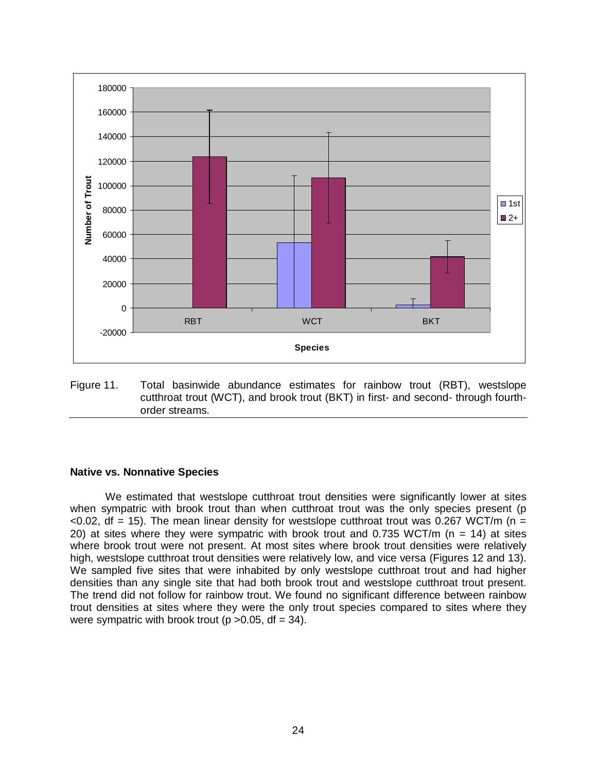Figure 11. Total basinwide abundance estimates for rainbow trout (RBT), westslope cutthroat trout (WCT), and brook trout (BKT) in first- and second- through fourth-order streams.

### Native vs. Nonnative Species

We estimated that westslope cutthroat trout densities were significantly lower at sites when sympatric with brook trout than when cutthroat trout was the only species present ($p < 0.02$, $df = 15$). The mean linear density for westslope cutthroat trout was 0.267 WCT/m ($n = 20$) at sites where they were sympatric with brook trout and 0.735 WCT/m ($n = 14$) at sites where brook trout were not present. At most sites where brook trout densities were relatively high, westslope cutthroat trout densities were relatively low, and vice versa (Figures 12 and 13). We sampled five sites that were inhabited by only westslope cutthroat trout and had higher densities than any single site that had both brook trout and westslope cutthroat trout present. The trend did not follow for rainbow trout. We found no significant difference between rainbow trout densities at sites where they were the only trout species compared to sites where they were sympatric with brook trout ($p > 0.05$, $df = 34$).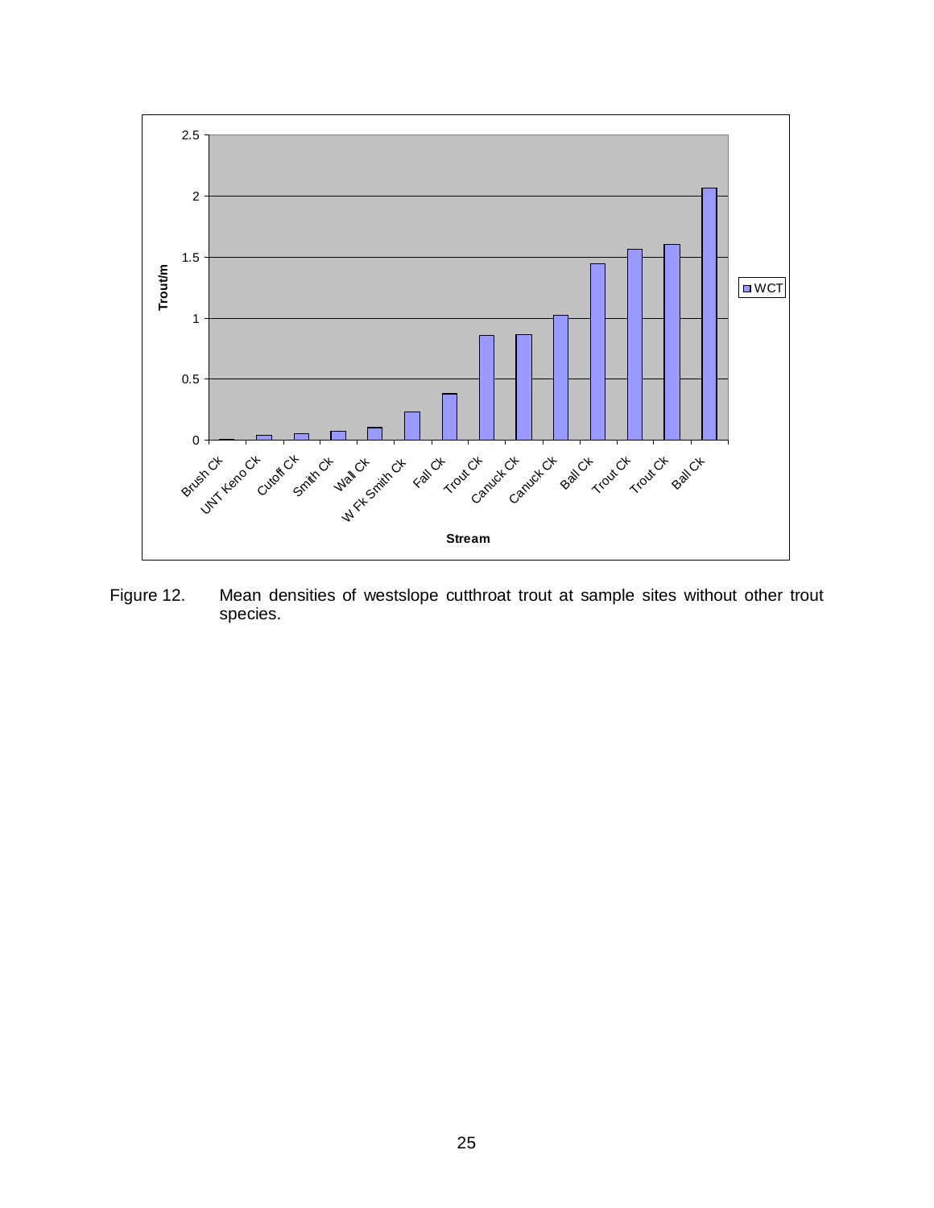Figure 12. Mean densities of westslope cutthroat trout at sample sites without other trout species.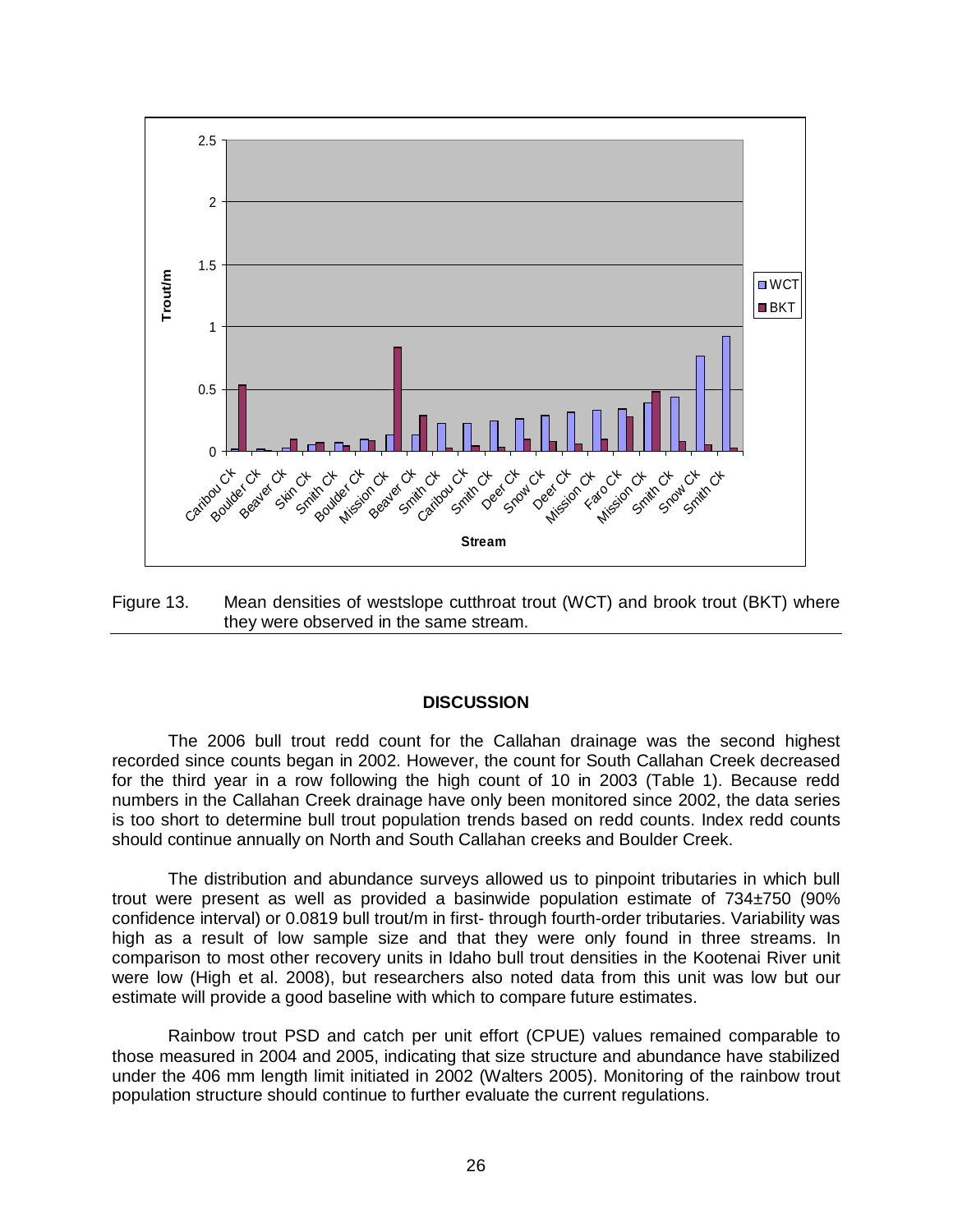Figure 13. Mean densities of westslope cutthroat trout (WCT) and brook trout (BKT) where they were observed in the same stream.

## DISCUSSION

The 2006 bull trout redd count for the Callahan drainage was the second highest recorded since counts began in 2002. However, the count for South Callahan Creek decreased for the third year in a row following the high count of 10 in 2003 (Table 1). Because redd numbers in the Callahan Creek drainage have only been monitored since 2002, the data series is too short to determine bull trout population trends based on redd counts. Index redd counts should continue annually on North and South Callahan creeks and Boulder Creek.

The distribution and abundance surveys allowed us to pinpoint tributaries in which bull trout were present as well as provided a basinwide population estimate of 734±750 (90% confidence interval) or 0.0819 bull trout/m in first- through fourth-order tributaries. Variability was high as a result of low sample size and that they were only found in three streams. In comparison to most other recovery units in Idaho bull trout densities in the Kootenai River unit were low (High et al. 2008), but researchers also noted data from this unit was low but our estimate will provide a good baseline with which to compare future estimates.

Rainbow trout PSD and catch per unit effort (CPUE) values remained comparable to those measured in 2004 and 2005, indicating that size structure and abundance have stabilized under the 406 mm length limit initiated in 2002 (Walters 2005). Monitoring of the rainbow trout population structure should continue to further evaluate the current regulations.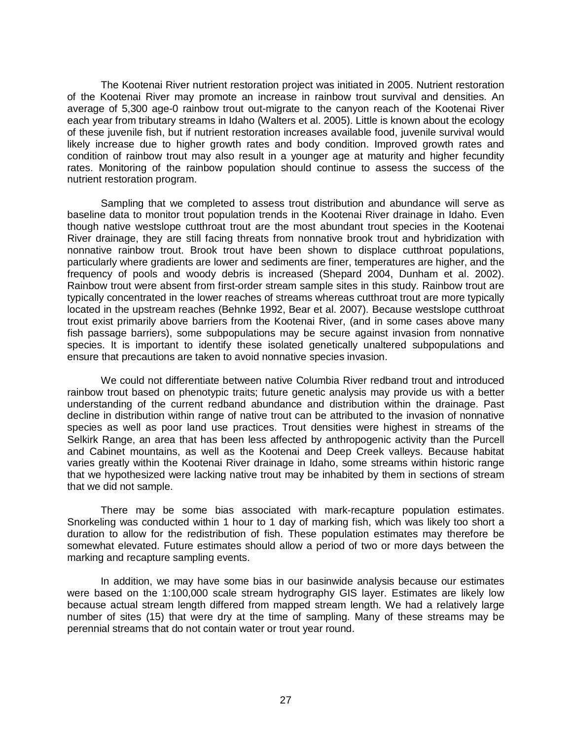The Kootenai River nutrient restoration project was initiated in 2005. Nutrient restoration of the Kootenai River may promote an increase in rainbow trout survival and densities. An average of 5,300 age-0 rainbow trout out-migrate to the canyon reach of the Kootenai River each year from tributary streams in Idaho (Walters et al. 2005). Little is known about the ecology of these juvenile fish, but if nutrient restoration increases available food, juvenile survival would likely increase due to higher growth rates and body condition. Improved growth rates and condition of rainbow trout may also result in a younger age at maturity and higher fecundity rates. Monitoring of the rainbow population should continue to assess the success of the nutrient restoration program.

Sampling that we completed to assess trout distribution and abundance will serve as baseline data to monitor trout population trends in the Kootenai River drainage in Idaho. Even though native westslope cutthroat trout are the most abundant trout species in the Kootenai River drainage, they are still facing threats from nonnative brook trout and hybridization with nonnative rainbow trout. Brook trout have been shown to displace cutthroat populations, particularly where gradients are lower and sediments are finer, temperatures are higher, and the frequency of pools and woody debris is increased (Shepard 2004, Dunham et al. 2002). Rainbow trout were absent from first-order stream sample sites in this study. Rainbow trout are typically concentrated in the lower reaches of streams whereas cutthroat trout are more typically located in the upstream reaches (Behnke 1992, Bear et al. 2007). Because westslope cutthroat trout exist primarily above barriers from the Kootenai River, (and in some cases above many fish passage barriers), some subpopulations may be secure against invasion from nonnative species. It is important to identify these isolated genetically unaltered subpopulations and ensure that precautions are taken to avoid nonnative species invasion.

We could not differentiate between native Columbia River redband trout and introduced rainbow trout based on phenotypic traits; future genetic analysis may provide us with a better understanding of the current redband abundance and distribution within the drainage. Past decline in distribution within range of native trout can be attributed to the invasion of nonnative species as well as poor land use practices. Trout densities were highest in streams of the Selkirk Range, an area that has been less affected by anthropogenic activity than the Purcell and Cabinet mountains, as well as the Kootenai and Deep Creek valleys. Because habitat varies greatly within the Kootenai River drainage in Idaho, some streams within historic range that we hypothesized were lacking native trout may be inhabited by them in sections of stream that we did not sample.

There may be some bias associated with mark-recapture population estimates. Snorkeling was conducted within 1 hour to 1 day of marking fish, which was likely too short a duration to allow for the redistribution of fish. These population estimates may therefore be somewhat elevated. Future estimates should allow a period of two or more days between the marking and recapture sampling events.

In addition, we may have some bias in our basinwide analysis because our estimates were based on the 1:100,000 scale stream hydrography GIS layer. Estimates are likely low because actual stream length differed from mapped stream length. We had a relatively large number of sites (15) that were dry at the time of sampling. Many of these streams may be perennial streams that do not contain water or trout year round.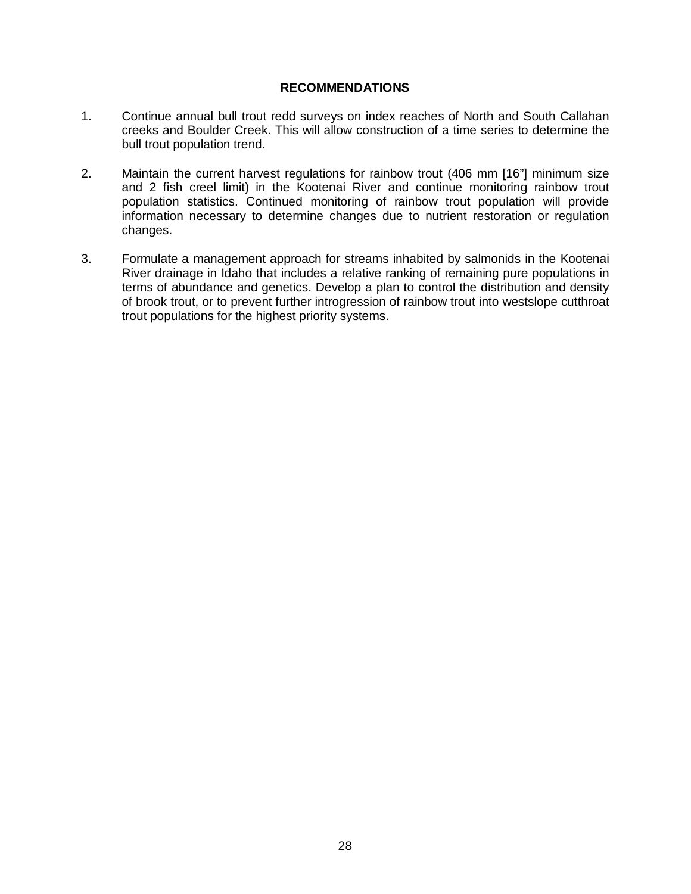## RECOMMENDATIONS

1. Continue annual bull trout redd surveys on index reaches of North and South Callahan creeks and Boulder Creek. This will allow construction of a time series to determine the bull trout population trend.

2. Maintain the current harvest regulations for rainbow trout (406 mm [16"] minimum size and 2 fish creel limit) in the Kootenai River and continue monitoring rainbow trout population statistics. Continued monitoring of rainbow trout population will provide information necessary to determine changes due to nutrient restoration or regulation changes.

3. Formulate a management approach for streams inhabited by salmonids in the Kootenai River drainage in Idaho that includes a relative ranking of remaining pure populations in terms of abundance and genetics. Develop a plan to control the distribution and density of brook trout, or to prevent further introgression of rainbow trout into westslope cutthroat trout populations for the highest priority systems.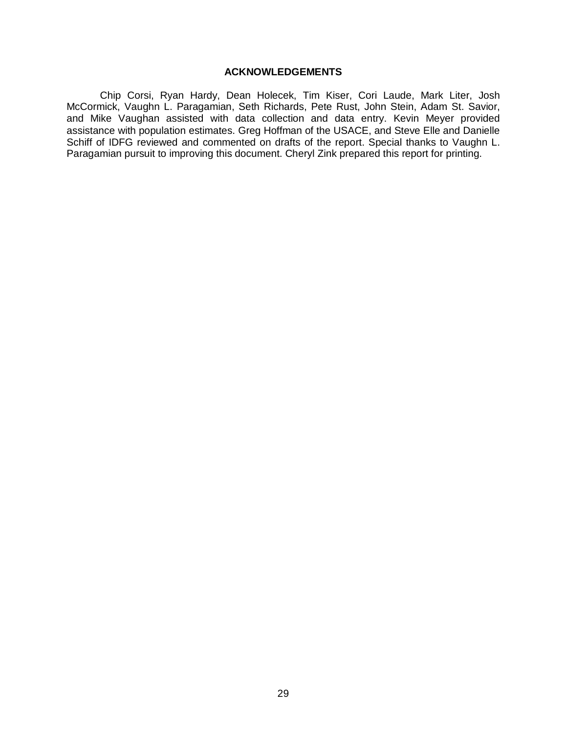## ACKNOWLEDGEMENTS

Chip Corsi, Ryan Hardy, Dean Holecek, Tim Kiser, Cori Laude, Mark Liter, Josh McCormick, Vaughn L. Paragamian, Seth Richards, Pete Rust, John Stein, Adam St. Savior, and Mike Vaughan assisted with data collection and data entry. Kevin Meyer provided assistance with population estimates. Greg Hoffman of the USACE, and Steve Elle and Danielle Schiff of IDFG reviewed and commented on drafts of the report. Special thanks to Vaughn L. Paragamian pursuit to improving this document. Cheryl Zink prepared this report for printing.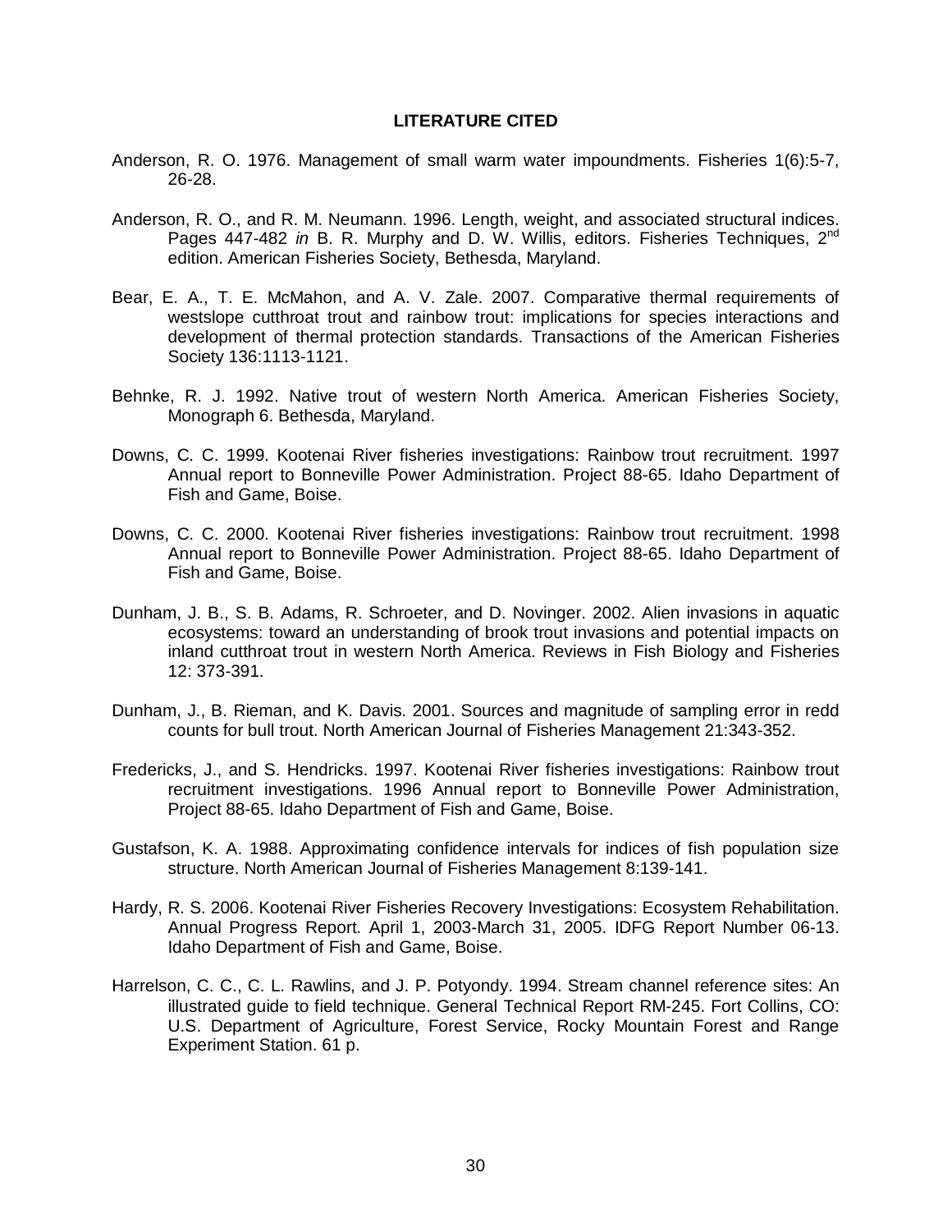## LITERATURE CITED

Anderson, R. O. 1976. Management of small warm water impoundments. Fisheries 1(6):5-7, 26-28.

Anderson, R. O., and R. M. Neumann. 1996. Length, weight, and associated structural indices. Pages 447-482 *in* B. R. Murphy and D. W. Willis, editors. Fisheries Techniques, 2nd edition. American Fisheries Society, Bethesda, Maryland.

Bear, E. A., T. E. McMahon, and A. V. Zale. 2007. Comparative thermal requirements of westslope cutthroat trout and rainbow trout: implications for species interactions and development of thermal protection standards. Transactions of the American Fisheries Society 136:1113-1121.

Behnke, R. J. 1992. Native trout of western North America. American Fisheries Society, Monograph 6. Bethesda, Maryland.

Downs, C. C. 1999. Kootenai River fisheries investigations: Rainbow trout recruitment. 1997 Annual report to Bonneville Power Administration. Project 88-65. Idaho Department of Fish and Game, Boise.

Downs, C. C. 2000. Kootenai River fisheries investigations: Rainbow trout recruitment. 1998 Annual report to Bonneville Power Administration. Project 88-65. Idaho Department of Fish and Game, Boise.

Dunham, J. B., S. B. Adams, R. Schroeter, and D. Novinger. 2002. Alien invasions in aquatic ecosystems: toward an understanding of brook trout invasions and potential impacts on inland cutthroat trout in western North America. Reviews in Fish Biology and Fisheries 12: 373-391.

Dunham, J., B. Rieman, and K. Davis. 2001. Sources and magnitude of sampling error in redd counts for bull trout. North American Journal of Fisheries Management 21:343-352.

Fredericks, J., and S. Hendricks. 1997. Kootenai River fisheries investigations: Rainbow trout recruitment investigations. 1996 Annual report to Bonneville Power Administration, Project 88-65. Idaho Department of Fish and Game, Boise.

Gustafson, K. A. 1988. Approximating confidence intervals for indices of fish population size structure. North American Journal of Fisheries Management 8:139-141.

Hardy, R. S. 2006. Kootenai River Fisheries Recovery Investigations: Ecosystem Rehabilitation. Annual Progress Report. April 1, 2003-March 31, 2005. IDFG Report Number 06-13. Idaho Department of Fish and Game, Boise.

Harrelson, C. C., C. L. Rawlins, and J. P. Potyondy. 1994. Stream channel reference sites: An illustrated guide to field technique. General Technical Report RM-245. Fort Collins, CO: U.S. Department of Agriculture, Forest Service, Rocky Mountain Forest and Range Experiment Station. 61 p.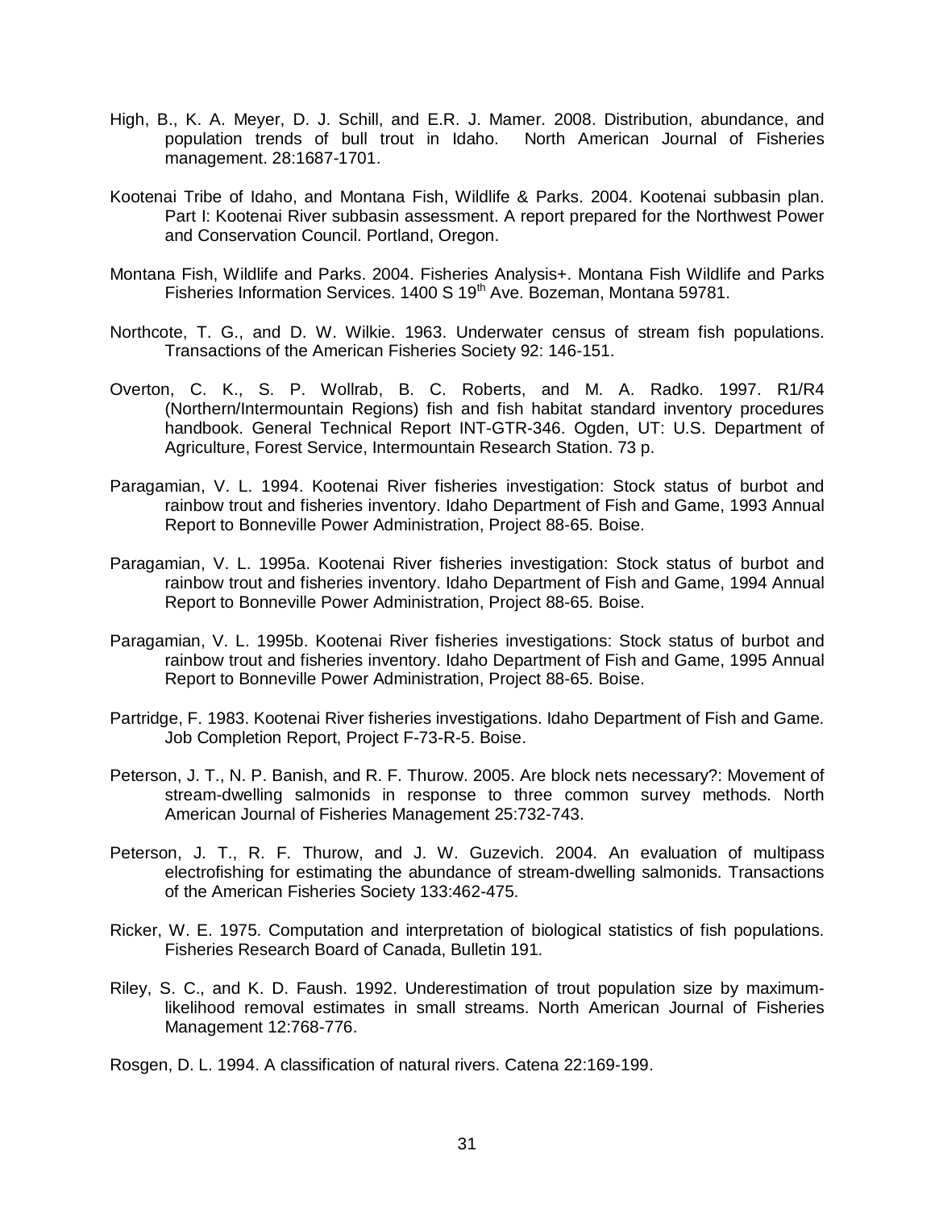High, B., K. A. Meyer, D. J. Schill, and E.R. J. Mamer. 2008. Distribution, abundance, and population trends of bull trout in Idaho. North American Journal of Fisheries management. 28:1687-1701.

Kootenai Tribe of Idaho, and Montana Fish, Wildlife & Parks. 2004. Kootenai subbasin plan. Part I: Kootenai River subbasin assessment. A report prepared for the Northwest Power and Conservation Council. Portland, Oregon.

Montana Fish, Wildlife and Parks. 2004. Fisheries Analysis+. Montana Fish Wildlife and Parks Fisheries Information Services. 1400 S 19th Ave. Bozeman, Montana 59781.

Northcote, T. G., and D. W. Wilkie. 1963. Underwater census of stream fish populations. Transactions of the American Fisheries Society 92: 146-151.

Overton, C. K., S. P. Wollrab, B. C. Roberts, and M. A. Radko. 1997. R1/R4 (Northern/Intermountain Regions) fish and fish habitat standard inventory procedures handbook. General Technical Report INT-GTR-346. Ogden, UT: U.S. Department of Agriculture, Forest Service, Intermountain Research Station. 73 p.

Paragamian, V. L. 1994. Kootenai River fisheries investigation: Stock status of burbot and rainbow trout and fisheries inventory. Idaho Department of Fish and Game, 1993 Annual Report to Bonneville Power Administration, Project 88-65. Boise.

Paragamian, V. L. 1995a. Kootenai River fisheries investigation: Stock status of burbot and rainbow trout and fisheries inventory. Idaho Department of Fish and Game, 1994 Annual Report to Bonneville Power Administration, Project 88-65. Boise.

Paragamian, V. L. 1995b. Kootenai River fisheries investigations: Stock status of burbot and rainbow trout and fisheries inventory. Idaho Department of Fish and Game, 1995 Annual Report to Bonneville Power Administration, Project 88-65. Boise.

Partridge, F. 1983. Kootenai River fisheries investigations. Idaho Department of Fish and Game. Job Completion Report, Project F-73-R-5. Boise.

Peterson, J. T., N. P. Banish, and R. F. Thurow. 2005. Are block nets necessary?: Movement of stream-dwelling salmonids in response to three common survey methods. North American Journal of Fisheries Management 25:732-743.

Peterson, J. T., R. F. Thurow, and J. W. Guzevich. 2004. An evaluation of multipass electrofishing for estimating the abundance of stream-dwelling salmonids. Transactions of the American Fisheries Society 133:462-475.

Ricker, W. E. 1975. Computation and interpretation of biological statistics of fish populations. Fisheries Research Board of Canada, Bulletin 191.

Riley, S. C., and K. D. Fausch. 1992. Underestimation of trout population size by maximum-likelihood removal estimates in small streams. North American Journal of Fisheries Management 12:768-776.

Rosgen, D. L. 1994. A classification of natural rivers. Catena 22:169-199.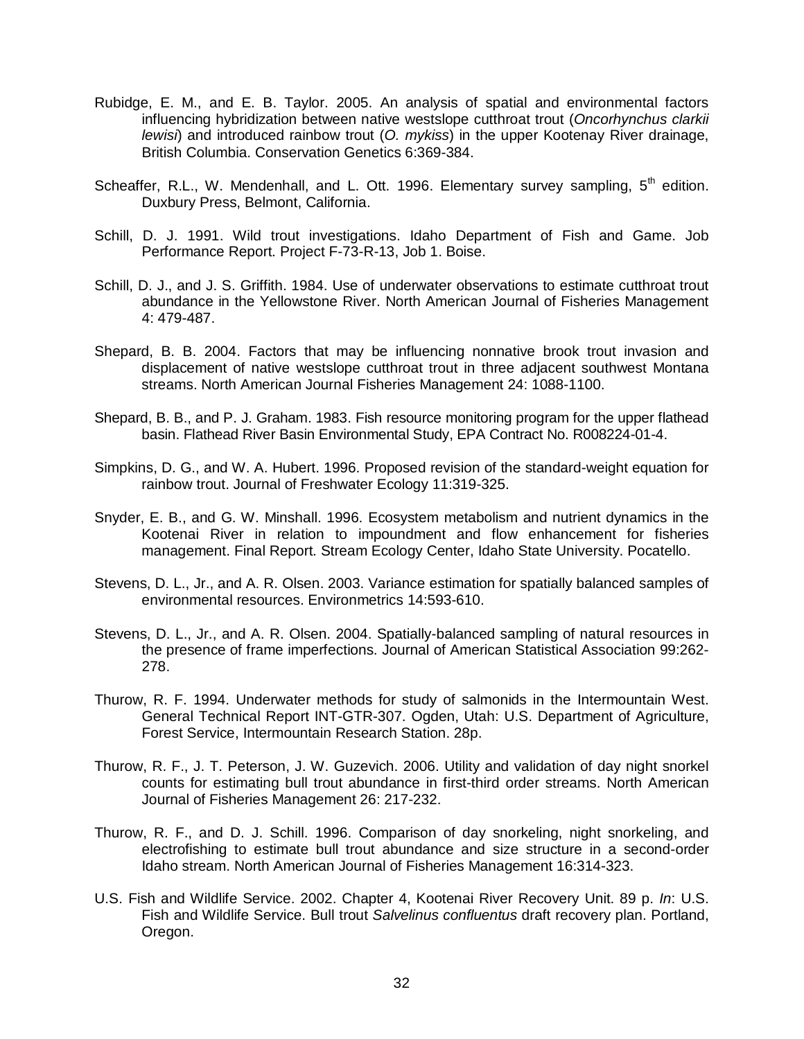Rubidge, E. M., and E. B. Taylor. 2005. An analysis of spatial and environmental factors influencing hybridization between native westslope cutthroat trout (*Oncorhynchus clarkii lewisi*) and introduced rainbow trout (*O. mykiss*) in the upper Kootenay River drainage, British Columbia. Conservation Genetics 6:369-384.

Scheaffer, R.L., W. Mendenhall, and L. Ott. 1996. Elementary survey sampling, 5th edition. Duxbury Press, Belmont, California.

Schill, D. J. 1991. Wild trout investigations. Idaho Department of Fish and Game. Job Performance Report. Project F-73-R-13, Job 1. Boise.

Schill, D. J., and J. S. Griffith. 1984. Use of underwater observations to estimate cutthroat trout abundance in the Yellowstone River. North American Journal of Fisheries Management 4: 479-487.

Shepard, B. B. 2004. Factors that may be influencing nonnative brook trout invasion and displacement of native westslope cutthroat trout in three adjacent southwest Montana streams. North American Journal Fisheries Management 24: 1088-1100.

Shepard, B. B., and P. J. Graham. 1983. Fish resource monitoring program for the upper flathead basin. Flathead River Basin Environmental Study, EPA Contract No. R008224-01-4.

Simpkins, D. G., and W. A. Hubert. 1996. Proposed revision of the standard-weight equation for rainbow trout. Journal of Freshwater Ecology 11:319-325.

Snyder, E. B., and G. W. Minshall. 1996. Ecosystem metabolism and nutrient dynamics in the Kootenai River in relation to impoundment and flow enhancement for fisheries management. Final Report. Stream Ecology Center, Idaho State University. Pocatello.

Stevens, D. L., Jr., and A. R. Olsen. 2003. Variance estimation for spatially balanced samples of environmental resources. Environmetrics 14:593-610.

Stevens, D. L., Jr., and A. R. Olsen. 2004. Spatially-balanced sampling of natural resources in the presence of frame imperfections. Journal of American Statistical Association 99:262-278.

Thurow, R. F. 1994. Underwater methods for study of salmonids in the Intermountain West. General Technical Report INT-GTR-307. Ogden, Utah: U.S. Department of Agriculture, Forest Service, Intermountain Research Station. 28p.

Thurow, R. F., J. T. Peterson, J. W. Guzevich. 2006. Utility and validation of day night snorkel counts for estimating bull trout abundance in first-third order streams. North American Journal of Fisheries Management 26: 217-232.

Thurow, R. F., and D. J. Schill. 1996. Comparison of day snorkeling, night snorkeling, and electrofishing to estimate bull trout abundance and size structure in a second-order Idaho stream. North American Journal of Fisheries Management 16:314-323.

U.S. Fish and Wildlife Service. 2002. Chapter 4, Kootenai River Recovery Unit. 89 p. *In*: U.S. Fish and Wildlife Service. Bull trout *Salvelinus confluentus* draft recovery plan. Portland, Oregon.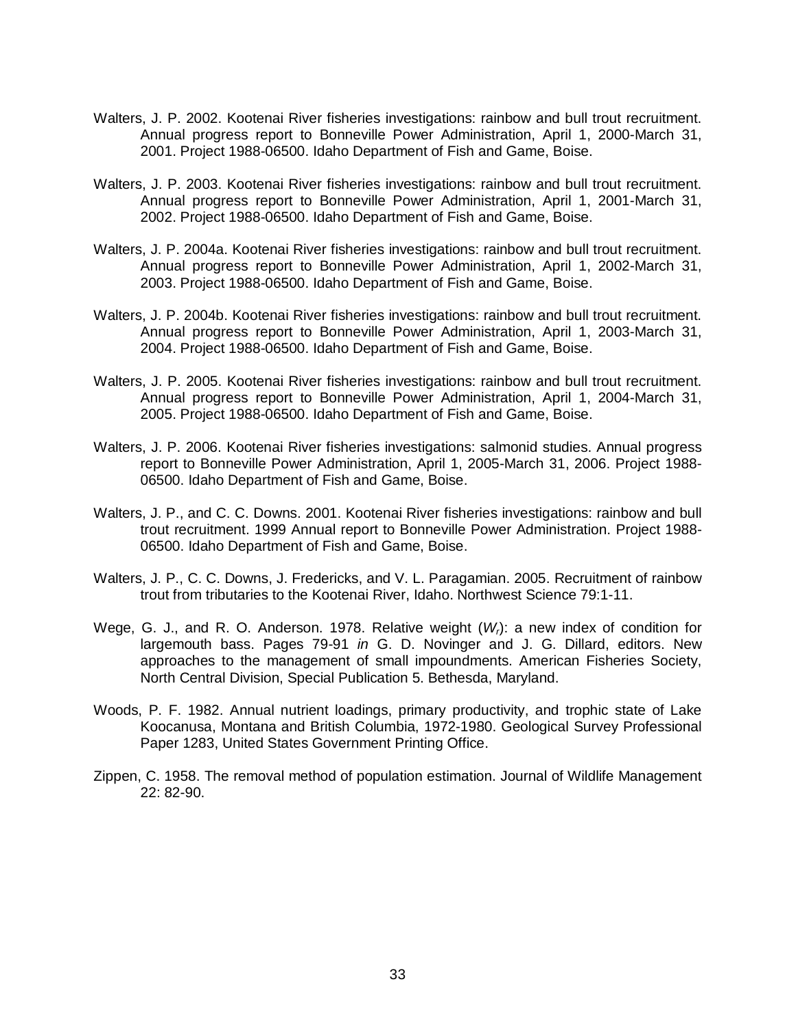Walters, J. P. 2002. Kootenai River fisheries investigations: rainbow and bull trout recruitment. Annual progress report to Bonneville Power Administration, April 1, 2000-March 31, 2001. Project 1988-06500. Idaho Department of Fish and Game, Boise.

Walters, J. P. 2003. Kootenai River fisheries investigations: rainbow and bull trout recruitment. Annual progress report to Bonneville Power Administration, April 1, 2001-March 31, 2002. Project 1988-06500. Idaho Department of Fish and Game, Boise.

Walters, J. P. 2004a. Kootenai River fisheries investigations: rainbow and bull trout recruitment. Annual progress report to Bonneville Power Administration, April 1, 2002-March 31, 2003. Project 1988-06500. Idaho Department of Fish and Game, Boise.

Walters, J. P. 2004b. Kootenai River fisheries investigations: rainbow and bull trout recruitment. Annual progress report to Bonneville Power Administration, April 1, 2003-March 31, 2004. Project 1988-06500. Idaho Department of Fish and Game, Boise.

Walters, J. P. 2005. Kootenai River fisheries investigations: rainbow and bull trout recruitment. Annual progress report to Bonneville Power Administration, April 1, 2004-March 31, 2005. Project 1988-06500. Idaho Department of Fish and Game, Boise.

Walters, J. P. 2006. Kootenai River fisheries investigations: salmonid studies. Annual progress report to Bonneville Power Administration, April 1, 2005-March 31, 2006. Project 1988-06500. Idaho Department of Fish and Game, Boise.

Walters, J. P., and C. C. Downs. 2001. Kootenai River fisheries investigations: rainbow and bull trout recruitment. 1999 Annual report to Bonneville Power Administration. Project 1988-06500. Idaho Department of Fish and Game, Boise.

Walters, J. P., C. C. Downs, J. Fredericks, and V. L. Paragamian. 2005. Recruitment of rainbow trout from tributaries to the Kootenai River, Idaho. Northwest Science 79:1-11.

Wege, G. J., and R. O. Anderson. 1978. Relative weight ($W_r$): a new index of condition for largemouth bass. Pages 79-91 *in* G. D. Novinger and J. G. Dillard, editors. New approaches to the management of small impoundments. American Fisheries Society, North Central Division, Special Publication 5. Bethesda, Maryland.

Woods, P. F. 1982. Annual nutrient loadings, primary productivity, and trophic state of Lake Koocanusa, Montana and British Columbia, 1972-1980. Geological Survey Professional Paper 1283, United States Government Printing Office.

Zippen, C. 1958. The removal method of population estimation. Journal of Wildlife Management 22: 82-90.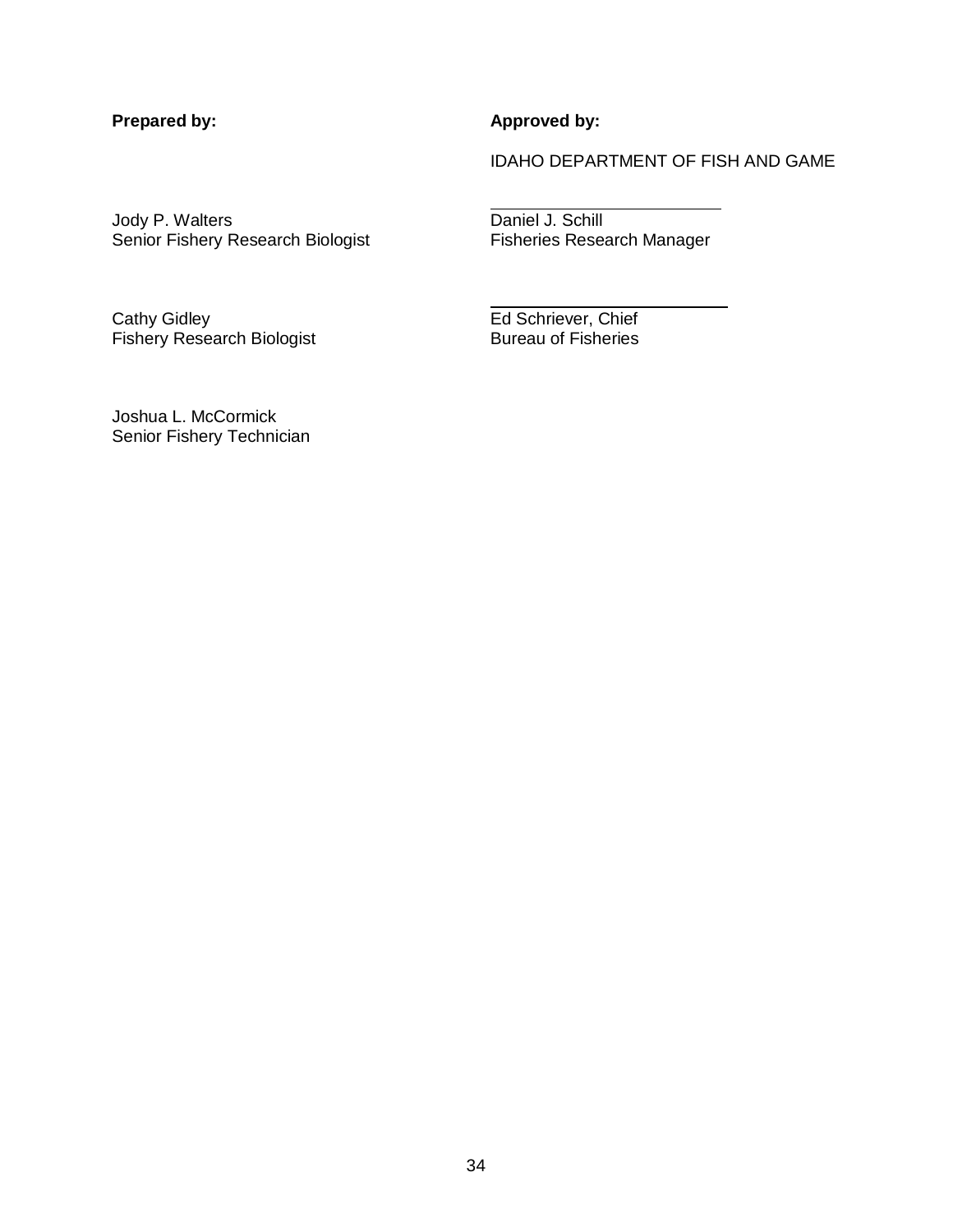**Prepared by:**

Jody P. Walters
Senior Fishery Research Biologist

Cathy Gidley
Fishery Research Biologist

Joshua L. McCormick
Senior Fishery Technician

**Approved by:**

IDAHO DEPARTMENT OF FISH AND GAME

Daniel J. Schill
Fisheries Research Manager

Ed Schriever, Chief
Bureau of Fisheries